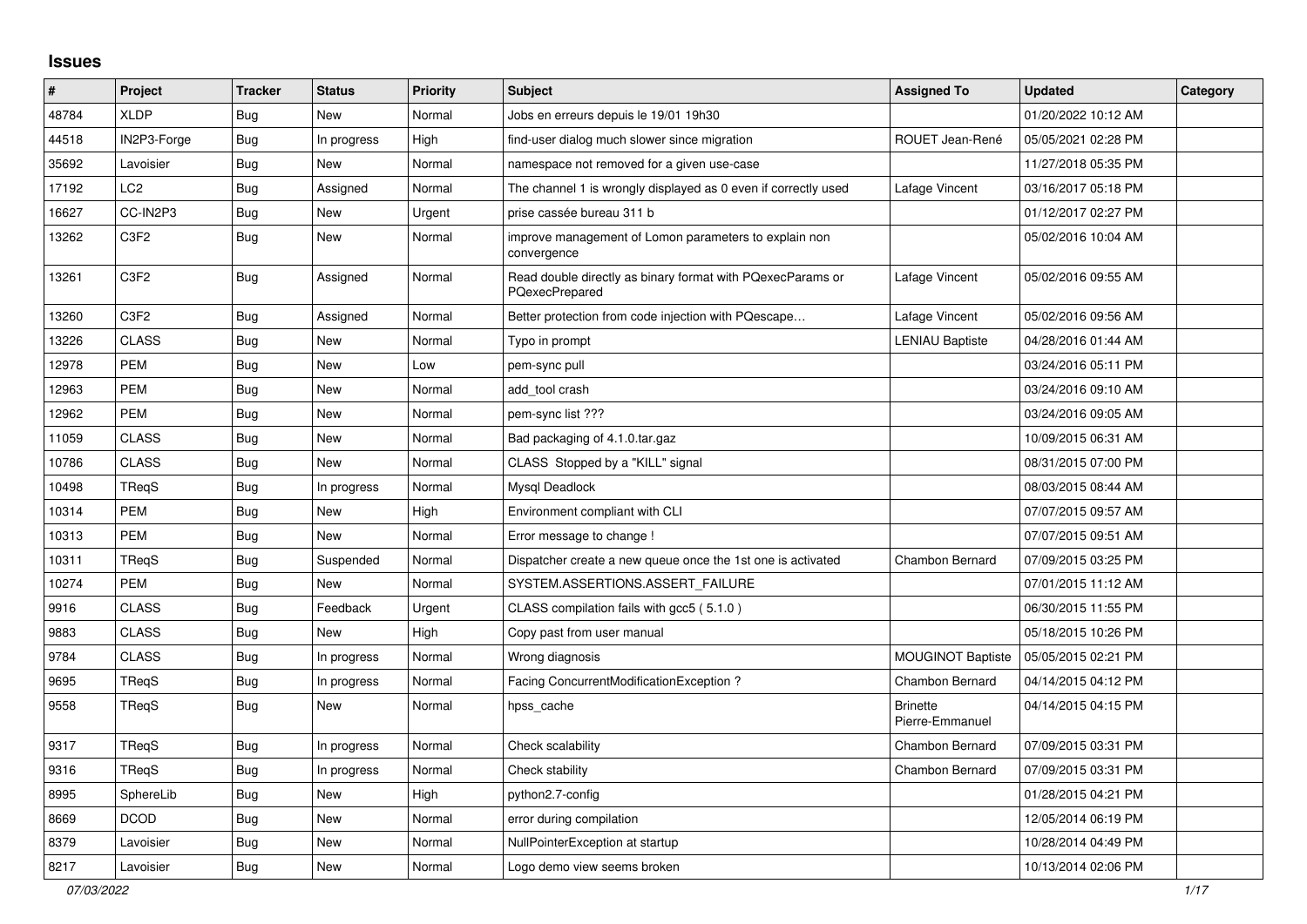# Issues

| # | Project | Tracker | Status | Priority | Subject | Assigned To | Updated | Category |
|---|---|---|---|---|---|---|---|---|
| 48784 | XLDP | Bug | New | Normal | Jobs en erreurs depuis le 19/01 19h30 | | 01/20/2022 10:12 AM | |
| 44518 | IN2P3-Forge | Bug | In progress | High | find-user dialog much slower since migration | ROUET Jean-René | 05/05/2021 02:28 PM | |
| 35692 | Lavoisier | Bug | New | Normal | namespace not removed for a given use-case | | 11/27/2018 05:35 PM | |
| 17192 | LC2 | Bug | Assigned | Normal | The channel 1 is wrongly displayed as 0 even if correctly used | Lafage Vincent | 03/16/2017 05:18 PM | |
| 16627 | CC-IN2P3 | Bug | New | Urgent | prise cassée bureau 311 b | | 01/12/2017 02:27 PM | |
| 13262 | C3F2 | Bug | New | Normal | improve management of Lomon parameters to explain non convergence | | 05/02/2016 10:04 AM | |
| 13261 | C3F2 | Bug | Assigned | Normal | Read double directly as binary format with PQexecParams or PQexecPrepared | Lafage Vincent | 05/02/2016 09:55 AM | |
| 13260 | C3F2 | Bug | Assigned | Normal | Better protection from code injection with PQescape… | Lafage Vincent | 05/02/2016 09:56 AM | |
| 13226 | CLASS | Bug | New | Normal | Typo in prompt | LENIAU Baptiste | 04/28/2016 01:44 AM | |
| 12978 | PEM | Bug | New | Low | pem-sync pull | | 03/24/2016 05:11 PM | |
| 12963 | PEM | Bug | New | Normal | add_tool crash | | 03/24/2016 09:10 AM | |
| 12962 | PEM | Bug | New | Normal | pem-sync list ??? | | 03/24/2016 09:05 AM | |
| 11059 | CLASS | Bug | New | Normal | Bad packaging of 4.1.0.tar.gaz | | 10/09/2015 06:31 AM | |
| 10786 | CLASS | Bug | New | Normal | CLASS Stopped by a "KILL" signal | | 08/31/2015 07:00 PM | |
| 10498 | TReqS | Bug | In progress | Normal | Mysql Deadlock | | 08/03/2015 08:44 AM | |
| 10314 | PEM | Bug | New | High | Environment compliant with CLI | | 07/07/2015 09:57 AM | |
| 10313 | PEM | Bug | New | Normal | Error message to change ! | | 07/07/2015 09:51 AM | |
| 10311 | TReqS | Bug | Suspended | Normal | Dispatcher create a new queue once the 1st one is activated | Chambon Bernard | 07/09/2015 03:25 PM | |
| 10274 | PEM | Bug | New | Normal | SYSTEM.ASSERTIONS.ASSERT_FAILURE | | 07/01/2015 11:12 AM | |
| 9916 | CLASS | Bug | Feedback | Urgent | CLASS compilation fails with gcc5 ( 5.1.0 ) | | 06/30/2015 11:55 PM | |
| 9883 | CLASS | Bug | New | High | Copy past from user manual | | 05/18/2015 10:26 PM | |
| 9784 | CLASS | Bug | In progress | Normal | Wrong diagnosis | MOUGINOT Baptiste | 05/05/2015 02:21 PM | |
| 9695 | TReqS | Bug | In progress | Normal | Facing ConcurrentModificationException ? | Chambon Bernard | 04/14/2015 04:12 PM | |
| 9558 | TReqS | Bug | New | Normal | hpss_cache | Brinette Pierre-Emmanuel | 04/14/2015 04:15 PM | |
| 9317 | TReqS | Bug | In progress | Normal | Check scalability | Chambon Bernard | 07/09/2015 03:31 PM | |
| 9316 | TReqS | Bug | In progress | Normal | Check stability | Chambon Bernard | 07/09/2015 03:31 PM | |
| 8995 | SphereLib | Bug | New | High | python2.7-config | | 01/28/2015 04:21 PM | |
| 8669 | DCOD | Bug | New | Normal | error during compilation | | 12/05/2014 06:19 PM | |
| 8379 | Lavoisier | Bug | New | Normal | NullPointerException at startup | | 10/28/2014 04:49 PM | |
| 8217 | Lavoisier | Bug | New | Normal | Logo demo view seems broken | | 10/13/2014 02:06 PM | |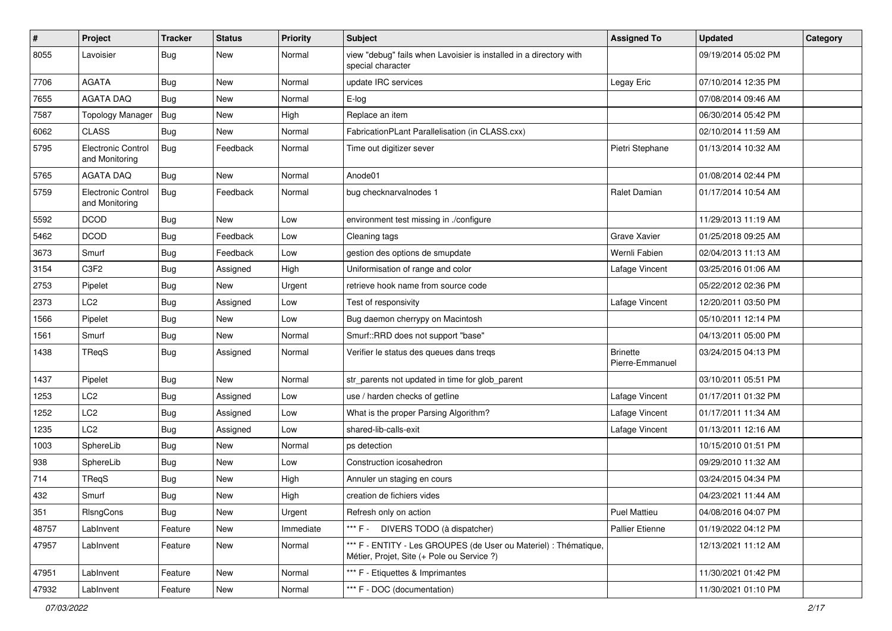| # | Project | Tracker | Status | Priority | Subject | Assigned To | Updated | Category |
|---|---|---|---|---|---|---|---|---|
| 8055 | Lavoisier | Bug | New | Normal | view "debug" fails when Lavoisier is installed in a directory with special character | | 09/19/2014 05:02 PM | |
| 7706 | AGATA | Bug | New | Normal | update IRC services | Legay Eric | 07/10/2014 12:35 PM | |
| 7655 | AGATA DAQ | Bug | New | Normal | E-log | | 07/08/2014 09:46 AM | |
| 7587 | Topology Manager | Bug | New | High | Replace an item | | 06/30/2014 05:42 PM | |
| 6062 | CLASS | Bug | New | Normal | FabricationPLant Parallelisation (in CLASS.cxx) | | 02/10/2014 11:59 AM | |
| 5795 | Electronic Control and Monitoring | Bug | Feedback | Normal | Time out digitizer sever | Pietri Stephane | 01/13/2014 10:32 AM | |
| 5765 | AGATA DAQ | Bug | New | Normal | Anode01 | | 01/08/2014 02:44 PM | |
| 5759 | Electronic Control and Monitoring | Bug | Feedback | Normal | bug checknarvalnodes 1 | Ralet Damian | 01/17/2014 10:54 AM | |
| 5592 | DCOD | Bug | New | Low | environment test missing in ./configure | | 11/29/2013 11:19 AM | |
| 5462 | DCOD | Bug | Feedback | Low | Cleaning tags | Grave Xavier | 01/25/2018 09:25 AM | |
| 3673 | Smurf | Bug | Feedback | Low | gestion des options de smupdate | Wernli Fabien | 02/04/2013 11:13 AM | |
| 3154 | C3F2 | Bug | Assigned | High | Uniformisation of range and color | Lafage Vincent | 03/25/2016 01:06 AM | |
| 2753 | Pipelet | Bug | New | Urgent | retrieve hook name from source code | | 05/22/2012 02:36 PM | |
| 2373 | LC2 | Bug | Assigned | Low | Test of responsivity | Lafage Vincent | 12/20/2011 03:50 PM | |
| 1566 | Pipelet | Bug | New | Low | Bug daemon cherrypy on Macintosh | | 05/10/2011 12:14 PM | |
| 1561 | Smurf | Bug | New | Normal | Smurf::RRD does not support "base" | | 04/13/2011 05:00 PM | |
| 1438 | TReqS | Bug | Assigned | Normal | Verifier le status des queues dans treqs | Brinette Pierre-Emmanuel | 03/24/2015 04:13 PM | |
| 1437 | Pipelet | Bug | New | Normal | str_parents not updated in time for glob_parent | | 03/10/2011 05:51 PM | |
| 1253 | LC2 | Bug | Assigned | Low | use / harden checks of getline | Lafage Vincent | 01/17/2011 01:32 PM | |
| 1252 | LC2 | Bug | Assigned | Low | What is the proper Parsing Algorithm? | Lafage Vincent | 01/17/2011 11:34 AM | |
| 1235 | LC2 | Bug | Assigned | Low | shared-lib-calls-exit | Lafage Vincent | 01/13/2011 12:16 AM | |
| 1003 | SphereLib | Bug | New | Normal | ps detection | | 10/15/2010 01:51 PM | |
| 938 | SphereLib | Bug | New | Low | Construction icosahedron | | 09/29/2010 11:32 AM | |
| 714 | TReqS | Bug | New | High | Annuler un staging en cours | | 03/24/2015 04:34 PM | |
| 432 | Smurf | Bug | New | High | creation de fichiers vides | | 04/23/2021 11:44 AM | |
| 351 | RlsngCons | Bug | New | Urgent | Refresh only on action | Puel Mattieu | 04/08/2016 04:07 PM | |
| 48757 | LabInvent | Feature | New | Immediate | *** F - DIVERS TODO (à dispatcher) | Pallier Etienne | 01/19/2022 04:12 PM | |
| 47957 | LabInvent | Feature | New | Normal | *** F - ENTITY - Les GROUPES (de User ou Materiel) : Thématique, Métier, Projet, Site (+ Pole ou Service ?) | | 12/13/2021 11:12 AM | |
| 47951 | LabInvent | Feature | New | Normal | *** F - Etiquettes & Imprimantes | | 11/30/2021 01:42 PM | |
| 47932 | LabInvent | Feature | New | Normal | *** F - DOC (documentation) | | 11/30/2021 01:10 PM | |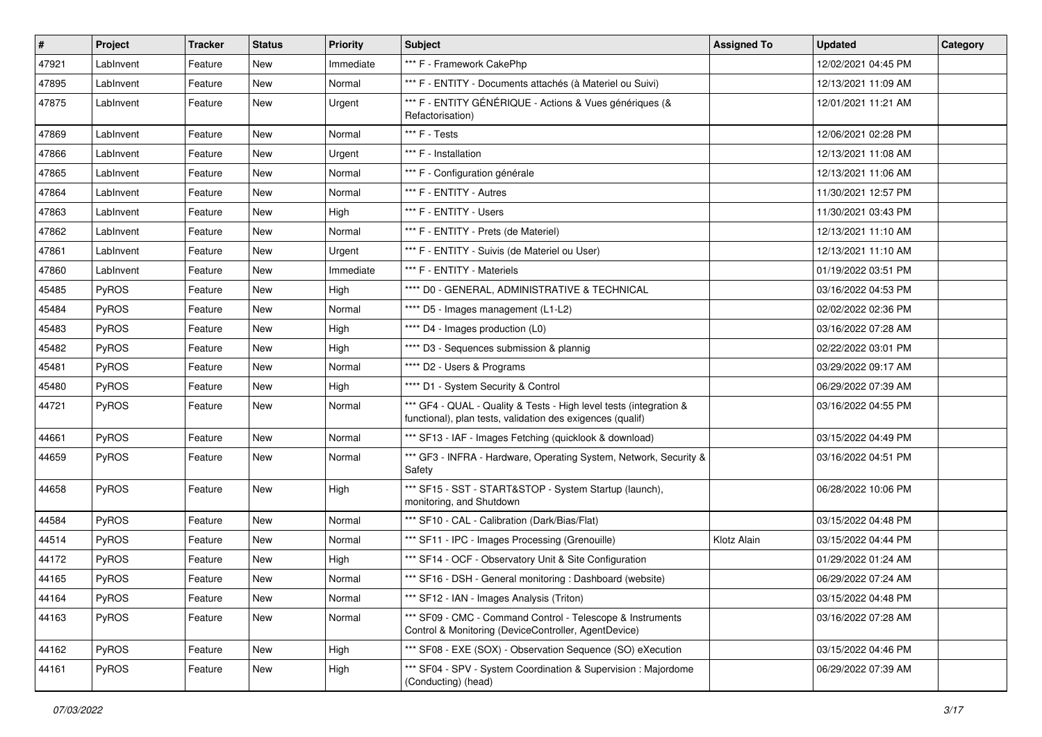| # | Project | Tracker | Status | Priority | Subject | Assigned To | Updated | Category |
|---|---|---|---|---|---|---|---|---|
| 47921 | LabInvent | Feature | New | Immediate | *** F - Framework CakePhp | | 12/02/2021 04:45 PM | |
| 47895 | LabInvent | Feature | New | Normal | *** F - ENTITY - Documents attachés (à Materiel ou Suivi) | | 12/13/2021 11:09 AM | |
| 47875 | LabInvent | Feature | New | Urgent | *** F - ENTITY GÉNÉRIQUE - Actions & Vues génériques (& Refactorisation) | | 12/01/2021 11:21 AM | |
| 47869 | LabInvent | Feature | New | Normal | *** F - Tests | | 12/06/2021 02:28 PM | |
| 47866 | LabInvent | Feature | New | Urgent | *** F - Installation | | 12/13/2021 11:08 AM | |
| 47865 | LabInvent | Feature | New | Normal | *** F - Configuration générale | | 12/13/2021 11:06 AM | |
| 47864 | LabInvent | Feature | New | Normal | *** F - ENTITY - Autres | | 11/30/2021 12:57 PM | |
| 47863 | LabInvent | Feature | New | High | *** F - ENTITY - Users | | 11/30/2021 03:43 PM | |
| 47862 | LabInvent | Feature | New | Normal | *** F - ENTITY - Prets (de Materiel) | | 12/13/2021 11:10 AM | |
| 47861 | LabInvent | Feature | New | Urgent | *** F - ENTITY - Suivis (de Materiel ou User) | | 12/13/2021 11:10 AM | |
| 47860 | LabInvent | Feature | New | Immediate | *** F - ENTITY - Materiels | | 01/19/2022 03:51 PM | |
| 45485 | PyROS | Feature | New | High | **** D0 - GENERAL, ADMINISTRATIVE & TECHNICAL | | 03/16/2022 04:53 PM | |
| 45484 | PyROS | Feature | New | Normal | **** D5 - Images management (L1-L2) | | 02/02/2022 02:36 PM | |
| 45483 | PyROS | Feature | New | High | **** D4 - Images production (L0) | | 03/16/2022 07:28 AM | |
| 45482 | PyROS | Feature | New | High | **** D3 - Sequences submission & plannig | | 02/22/2022 03:01 PM | |
| 45481 | PyROS | Feature | New | Normal | **** D2 - Users & Programs | | 03/29/2022 09:17 AM | |
| 45480 | PyROS | Feature | New | High | **** D1 - System Security & Control | | 06/29/2022 07:39 AM | |
| 44721 | PyROS | Feature | New | Normal | *** GF4 - QUAL - Quality & Tests - High level tests (integration & functional), plan tests, validation des exigences (qualif) | | 03/16/2022 04:55 PM | |
| 44661 | PyROS | Feature | New | Normal | *** SF13 - IAF - Images Fetching (quicklook & download) | | 03/15/2022 04:49 PM | |
| 44659 | PyROS | Feature | New | Normal | *** GF3 - INFRA - Hardware, Operating System, Network, Security & Safety | | 03/16/2022 04:51 PM | |
| 44658 | PyROS | Feature | New | High | *** SF15 - SST - START&STOP - System Startup (launch), monitoring, and Shutdown | | 06/28/2022 10:06 PM | |
| 44584 | PyROS | Feature | New | Normal | *** SF10 - CAL - Calibration (Dark/Bias/Flat) | | 03/15/2022 04:48 PM | |
| 44514 | PyROS | Feature | New | Normal | *** SF11 - IPC - Images Processing (Grenouille) | Klotz Alain | 03/15/2022 04:44 PM | |
| 44172 | PyROS | Feature | New | High | *** SF14 - OCF - Observatory Unit & Site Configuration | | 01/29/2022 01:24 AM | |
| 44165 | PyROS | Feature | New | Normal | *** SF16 - DSH - General monitoring : Dashboard (website) | | 06/29/2022 07:24 AM | |
| 44164 | PyROS | Feature | New | Normal | *** SF12 - IAN - Images Analysis (Triton) | | 03/15/2022 04:48 PM | |
| 44163 | PyROS | Feature | New | Normal | *** SF09 - CMC - Command Control - Telescope & Instruments Control & Monitoring (DeviceController, AgentDevice) | | 03/16/2022 07:28 AM | |
| 44162 | PyROS | Feature | New | High | *** SF08 - EXE (SOX) - Observation Sequence (SO) eXecution | | 03/15/2022 04:46 PM | |
| 44161 | PyROS | Feature | New | High | *** SF04 - SPV - System Coordination & Supervision : Majordome (Conducting) (head) | | 06/29/2022 07:39 AM | |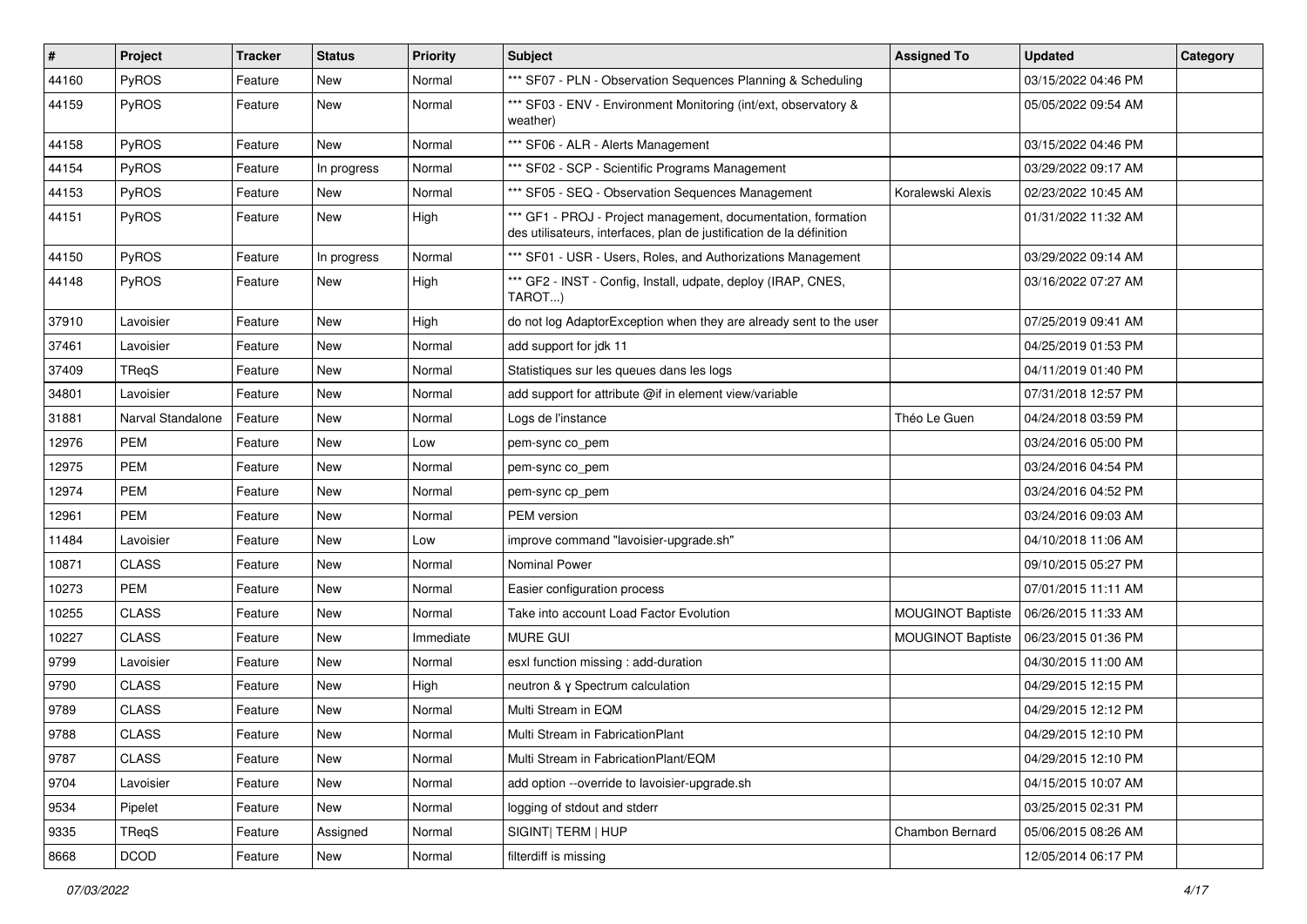| # | Project | Tracker | Status | Priority | Subject | Assigned To | Updated | Category |
|---|---|---|---|---|---|---|---|---|
| 44160 | PyROS | Feature | New | Normal | *** SF07 - PLN - Observation Sequences Planning & Scheduling | | 03/15/2022 04:46 PM | |
| 44159 | PyROS | Feature | New | Normal | *** SF03 - ENV - Environment Monitoring (int/ext, observatory & weather) | | 05/05/2022 09:54 AM | |
| 44158 | PyROS | Feature | New | Normal | *** SF06 - ALR - Alerts Management | | 03/15/2022 04:46 PM | |
| 44154 | PyROS | Feature | In progress | Normal | *** SF02 - SCP - Scientific Programs Management | | 03/29/2022 09:17 AM | |
| 44153 | PyROS | Feature | New | Normal | *** SF05 - SEQ - Observation Sequences Management | Koralewski Alexis | 02/23/2022 10:45 AM | |
| 44151 | PyROS | Feature | New | High | *** GF1 - PROJ - Project management, documentation, formation des utilisateurs, interfaces, plan de justification de la définition | | 01/31/2022 11:32 AM | |
| 44150 | PyROS | Feature | In progress | Normal | *** SF01 - USR - Users, Roles, and Authorizations Management | | 03/29/2022 09:14 AM | |
| 44148 | PyROS | Feature | New | High | *** GF2 - INST - Config, Install, udpate, deploy (IRAP, CNES, TAROT...) | | 03/16/2022 07:27 AM | |
| 37910 | Lavoisier | Feature | New | High | do not log AdaptorException when they are already sent to the user | | 07/25/2019 09:41 AM | |
| 37461 | Lavoisier | Feature | New | Normal | add support for jdk 11 | | 04/25/2019 01:53 PM | |
| 37409 | TReqS | Feature | New | Normal | Statistiques sur les queues dans les logs | | 04/11/2019 01:40 PM | |
| 34801 | Lavoisier | Feature | New | Normal | add support for attribute @if in element view/variable | | 07/31/2018 12:57 PM | |
| 31881 | Narval Standalone | Feature | New | Normal | Logs de l'instance | Théo Le Guen | 04/24/2018 03:59 PM | |
| 12976 | PEM | Feature | New | Low | pem-sync co_pem | | 03/24/2016 05:00 PM | |
| 12975 | PEM | Feature | New | Normal | pem-sync co_pem | | 03/24/2016 04:54 PM | |
| 12974 | PEM | Feature | New | Normal | pem-sync cp_pem | | 03/24/2016 04:52 PM | |
| 12961 | PEM | Feature | New | Normal | PEM version | | 03/24/2016 09:03 AM | |
| 11484 | Lavoisier | Feature | New | Low | improve command "lavoisier-upgrade.sh" | | 04/10/2018 11:06 AM | |
| 10871 | CLASS | Feature | New | Normal | Nominal Power | | 09/10/2015 05:27 PM | |
| 10273 | PEM | Feature | New | Normal | Easier configuration process | | 07/01/2015 11:11 AM | |
| 10255 | CLASS | Feature | New | Normal | Take into account Load Factor Evolution | MOUGINOT Baptiste | 06/26/2015 11:33 AM | |
| 10227 | CLASS | Feature | New | Immediate | MURE GUI | MOUGINOT Baptiste | 06/23/2015 01:36 PM | |
| 9799 | Lavoisier | Feature | New | Normal | esxl function missing : add-duration | | 04/30/2015 11:00 AM | |
| 9790 | CLASS | Feature | New | High | neutron & γ Spectrum calculation | | 04/29/2015 12:15 PM | |
| 9789 | CLASS | Feature | New | Normal | Multi Stream in EQM | | 04/29/2015 12:12 PM | |
| 9788 | CLASS | Feature | New | Normal | Multi Stream in FabricationPlant | | 04/29/2015 12:10 PM | |
| 9787 | CLASS | Feature | New | Normal | Multi Stream in FabricationPlant/EQM | | 04/29/2015 12:10 PM | |
| 9704 | Lavoisier | Feature | New | Normal | add option --override to lavoisier-upgrade.sh | | 04/15/2015 10:07 AM | |
| 9534 | Pipelet | Feature | New | Normal | logging of stdout and stderr | | 03/25/2015 02:31 PM | |
| 9335 | TReqS | Feature | Assigned | Normal | SIGINT\| TERM \| HUP | Chambon Bernard | 05/06/2015 08:26 AM | |
| 8668 | DCOD | Feature | New | Normal | filterdiff is missing | | 12/05/2014 06:17 PM | |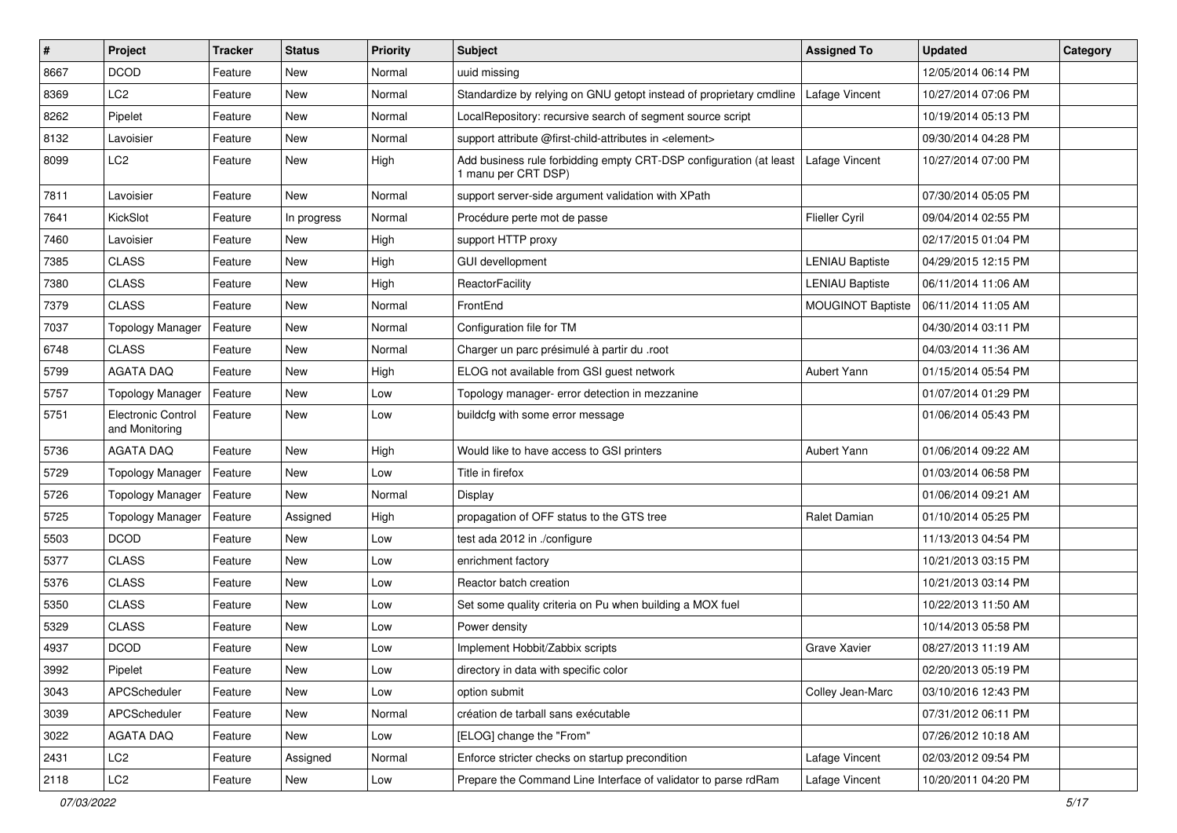| # | Project | Tracker | Status | Priority | Subject | Assigned To | Updated | Category |
|---|---|---|---|---|---|---|---|---|
| 8667 | DCOD | Feature | New | Normal | uuid missing | | 12/05/2014 06:14 PM | |
| 8369 | LC2 | Feature | New | Normal | Standardize by relying on GNU getopt instead of proprietary cmdline | Lafage Vincent | 10/27/2014 07:06 PM | |
| 8262 | Pipelet | Feature | New | Normal | LocalRepository: recursive search of segment source script | | 10/19/2014 05:13 PM | |
| 8132 | Lavoisier | Feature | New | Normal | support attribute @first-child-attributes in <element> | | 09/30/2014 04:28 PM | |
| 8099 | LC2 | Feature | New | High | Add business rule forbidding empty CRT-DSP configuration (at least 1 manu per CRT DSP) | Lafage Vincent | 10/27/2014 07:00 PM | |
| 7811 | Lavoisier | Feature | New | Normal | support server-side argument validation with XPath | | 07/30/2014 05:05 PM | |
| 7641 | KickSlot | Feature | In progress | Normal | Procédure perte mot de passe | Flieller Cyril | 09/04/2014 02:55 PM | |
| 7460 | Lavoisier | Feature | New | High | support HTTP proxy | | 02/17/2015 01:04 PM | |
| 7385 | CLASS | Feature | New | High | GUI devellopment | LENIAU Baptiste | 04/29/2015 12:15 PM | |
| 7380 | CLASS | Feature | New | High | ReactorFacility | LENIAU Baptiste | 06/11/2014 11:06 AM | |
| 7379 | CLASS | Feature | New | Normal | FrontEnd | MOUGINOT Baptiste | 06/11/2014 11:05 AM | |
| 7037 | Topology Manager | Feature | New | Normal | Configuration file for TM | | 04/30/2014 03:11 PM | |
| 6748 | CLASS | Feature | New | Normal | Charger un parc présimulé à partir du .root | | 04/03/2014 11:36 AM | |
| 5799 | AGATA DAQ | Feature | New | High | ELOG not available from GSI guest network | Aubert Yann | 01/15/2014 05:54 PM | |
| 5757 | Topology Manager | Feature | New | Low | Topology manager- error detection in mezzanine | | 01/07/2014 01:29 PM | |
| 5751 | Electronic Control and Monitoring | Feature | New | Low | buildcfg with some error message | | 01/06/2014 05:43 PM | |
| 5736 | AGATA DAQ | Feature | New | High | Would like to have access to GSI printers | Aubert Yann | 01/06/2014 09:22 AM | |
| 5729 | Topology Manager | Feature | New | Low | Title in firefox | | 01/03/2014 06:58 PM | |
| 5726 | Topology Manager | Feature | New | Normal | Display | | 01/06/2014 09:21 AM | |
| 5725 | Topology Manager | Feature | Assigned | High | propagation of OFF status to the GTS tree | Ralet Damian | 01/10/2014 05:25 PM | |
| 5503 | DCOD | Feature | New | Low | test ada 2012 in ./configure | | 11/13/2013 04:54 PM | |
| 5377 | CLASS | Feature | New | Low | enrichment factory | | 10/21/2013 03:15 PM | |
| 5376 | CLASS | Feature | New | Low | Reactor batch creation | | 10/21/2013 03:14 PM | |
| 5350 | CLASS | Feature | New | Low | Set some quality criteria on Pu when building a MOX fuel | | 10/22/2013 11:50 AM | |
| 5329 | CLASS | Feature | New | Low | Power density | | 10/14/2013 05:58 PM | |
| 4937 | DCOD | Feature | New | Low | Implement Hobbit/Zabbix scripts | Grave Xavier | 08/27/2013 11:19 AM | |
| 3992 | Pipelet | Feature | New | Low | directory in data with specific color | | 02/20/2013 05:19 PM | |
| 3043 | APCScheduler | Feature | New | Low | option submit | Colley Jean-Marc | 03/10/2016 12:43 PM | |
| 3039 | APCScheduler | Feature | New | Normal | création de tarball sans exécutable | | 07/31/2012 06:11 PM | |
| 3022 | AGATA DAQ | Feature | New | Low | [ELOG] change the "From" | | 07/26/2012 10:18 AM | |
| 2431 | LC2 | Feature | Assigned | Normal | Enforce stricter checks on startup precondition | Lafage Vincent | 02/03/2012 09:54 PM | |
| 2118 | LC2 | Feature | New | Low | Prepare the Command Line Interface of validator to parse rdRam | Lafage Vincent | 10/20/2011 04:20 PM | |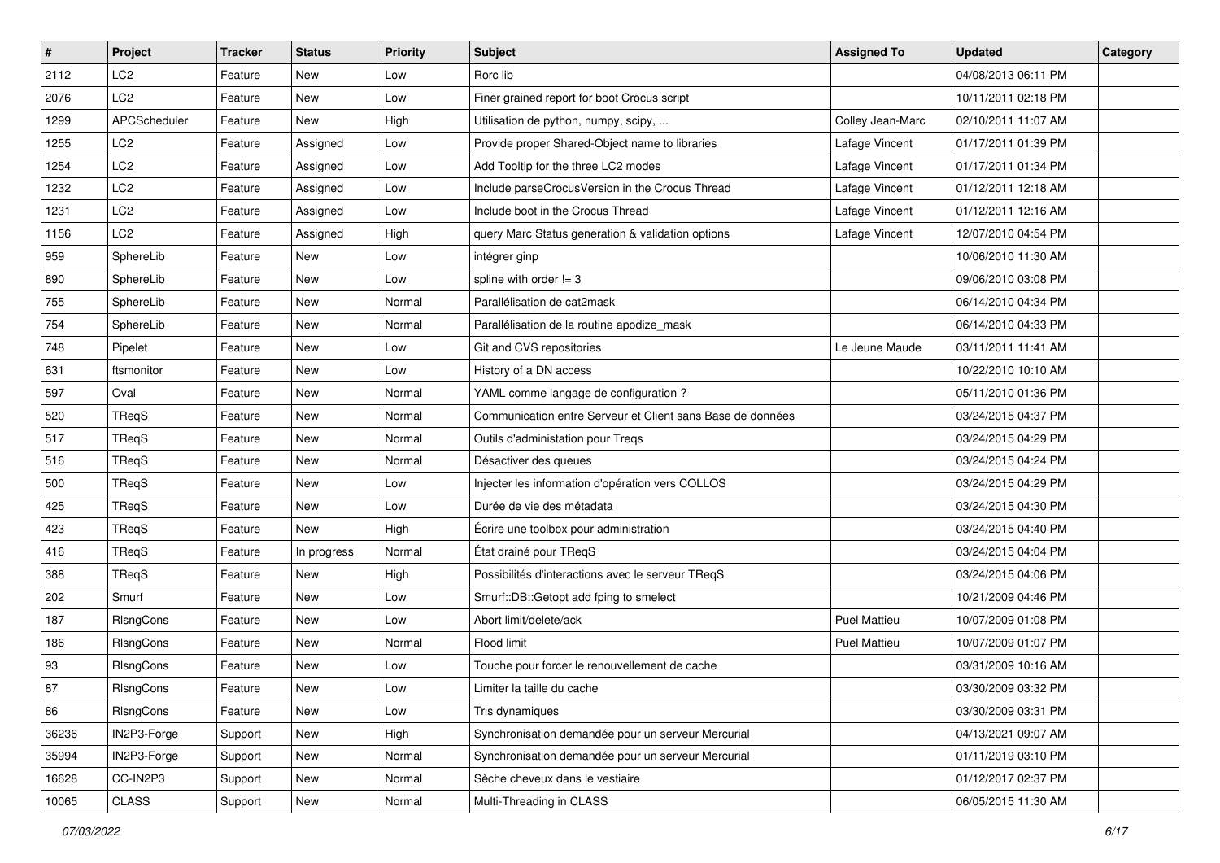| # | Project | Tracker | Status | Priority | Subject | Assigned To | Updated | Category |
|---|---|---|---|---|---|---|---|---|
| 2112 | LC2 | Feature | New | Low | Rorc lib | | 04/08/2013 06:11 PM | |
| 2076 | LC2 | Feature | New | Low | Finer grained report for boot Crocus script | | 10/11/2011 02:18 PM | |
| 1299 | APCScheduler | Feature | New | High | Utilisation de python, numpy, scipy, ... | Colley Jean-Marc | 02/10/2011 11:07 AM | |
| 1255 | LC2 | Feature | Assigned | Low | Provide proper Shared-Object name to libraries | Lafage Vincent | 01/17/2011 01:39 PM | |
| 1254 | LC2 | Feature | Assigned | Low | Add Tooltip for the three LC2 modes | Lafage Vincent | 01/17/2011 01:34 PM | |
| 1232 | LC2 | Feature | Assigned | Low | Include parseCrocusVersion in the Crocus Thread | Lafage Vincent | 01/12/2011 12:18 AM | |
| 1231 | LC2 | Feature | Assigned | Low | Include boot in the Crocus Thread | Lafage Vincent | 01/12/2011 12:16 AM | |
| 1156 | LC2 | Feature | Assigned | High | query Marc Status generation & validation options | Lafage Vincent | 12/07/2010 04:54 PM | |
| 959 | SphereLib | Feature | New | Low | intégrer ginp | | 10/06/2010 11:30 AM | |
| 890 | SphereLib | Feature | New | Low | spline with order != 3 | | 09/06/2010 03:08 PM | |
| 755 | SphereLib | Feature | New | Normal | Parallélisation de cat2mask | | 06/14/2010 04:34 PM | |
| 754 | SphereLib | Feature | New | Normal | Parallélisation de la routine apodize_mask | | 06/14/2010 04:33 PM | |
| 748 | Pipelet | Feature | New | Low | Git and CVS repositories | Le Jeune Maude | 03/11/2011 11:41 AM | |
| 631 | ftsmonitor | Feature | New | Low | History of a DN access | | 10/22/2010 10:10 AM | |
| 597 | Oval | Feature | New | Normal | YAML comme langage de configuration ? | | 05/11/2010 01:36 PM | |
| 520 | TReqS | Feature | New | Normal | Communication entre Serveur et Client sans Base de données | | 03/24/2015 04:37 PM | |
| 517 | TReqS | Feature | New | Normal | Outils d'administation pour Treqs | | 03/24/2015 04:29 PM | |
| 516 | TReqS | Feature | New | Normal | Désactiver des queues | | 03/24/2015 04:24 PM | |
| 500 | TReqS | Feature | New | Low | Injecter les information d'opération vers COLLOS | | 03/24/2015 04:29 PM | |
| 425 | TReqS | Feature | New | Low | Durée de vie des métadata | | 03/24/2015 04:30 PM | |
| 423 | TReqS | Feature | New | High | Écrire une toolbox pour administration | | 03/24/2015 04:40 PM | |
| 416 | TReqS | Feature | In progress | Normal | État drainé pour TReqS | | 03/24/2015 04:04 PM | |
| 388 | TReqS | Feature | New | High | Possibilités d'interactions avec le serveur TReqS | | 03/24/2015 04:06 PM | |
| 202 | Smurf | Feature | New | Low | Smurf::DB::Getopt add fping to smelect | | 10/21/2009 04:46 PM | |
| 187 | RlsngCons | Feature | New | Low | Abort limit/delete/ack | Puel Mattieu | 10/07/2009 01:08 PM | |
| 186 | RlsngCons | Feature | New | Normal | Flood limit | Puel Mattieu | 10/07/2009 01:07 PM | |
| 93 | RlsngCons | Feature | New | Low | Touche pour forcer le renouvellement de cache | | 03/31/2009 10:16 AM | |
| 87 | RlsngCons | Feature | New | Low | Limiter la taille du cache | | 03/30/2009 03:32 PM | |
| 86 | RlsngCons | Feature | New | Low | Tris dynamiques | | 03/30/2009 03:31 PM | |
| 36236 | IN2P3-Forge | Support | New | High | Synchronisation demandée pour un serveur Mercurial | | 04/13/2021 09:07 AM | |
| 35994 | IN2P3-Forge | Support | New | Normal | Synchronisation demandée pour un serveur Mercurial | | 01/11/2019 03:10 PM | |
| 16628 | CC-IN2P3 | Support | New | Normal | Sèche cheveux dans le vestiaire | | 01/12/2017 02:37 PM | |
| 10065 | CLASS | Support | New | Normal | Multi-Threading in CLASS | | 06/05/2015 11:30 AM | |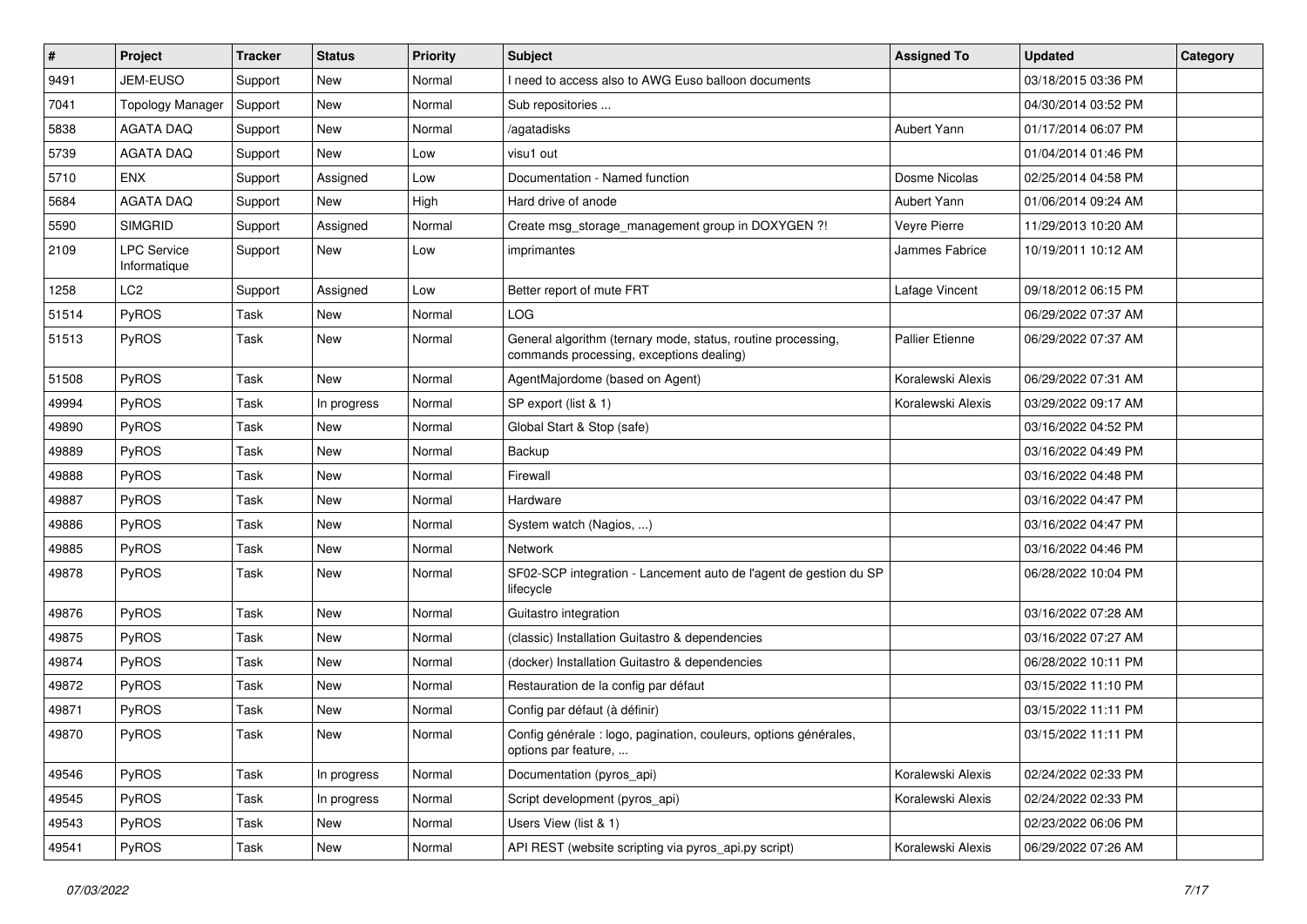| # | Project | Tracker | Status | Priority | Subject | Assigned To | Updated | Category |
|---|---|---|---|---|---|---|---|---|
| 9491 | JEM-EUSO | Support | New | Normal | I need to access also to AWG Euso balloon documents | | 03/18/2015 03:36 PM | |
| 7041 | Topology Manager | Support | New | Normal | Sub repositories ... | | 04/30/2014 03:52 PM | |
| 5838 | AGATA DAQ | Support | New | Normal | /agatadisks | Aubert Yann | 01/17/2014 06:07 PM | |
| 5739 | AGATA DAQ | Support | New | Low | visu1 out | | 01/04/2014 01:46 PM | |
| 5710 | ENX | Support | Assigned | Low | Documentation - Named function | Dosme Nicolas | 02/25/2014 04:58 PM | |
| 5684 | AGATA DAQ | Support | New | High | Hard drive of anode | Aubert Yann | 01/06/2014 09:24 AM | |
| 5590 | SIMGRID | Support | Assigned | Normal | Create msg_storage_management group in DOXYGEN ?! | Veyre Pierre | 11/29/2013 10:20 AM | |
| 2109 | LPC Service Informatique | Support | New | Low | imprimantes | Jammes Fabrice | 10/19/2011 10:12 AM | |
| 1258 | LC2 | Support | Assigned | Low | Better report of mute FRT | Lafage Vincent | 09/18/2012 06:15 PM | |
| 51514 | PyROS | Task | New | Normal | LOG | | 06/29/2022 07:37 AM | |
| 51513 | PyROS | Task | New | Normal | General algorithm (ternary mode, status, routine processing, commands processing, exceptions dealing) | Pallier Etienne | 06/29/2022 07:37 AM | |
| 51508 | PyROS | Task | New | Normal | AgentMajordome (based on Agent) | Koralewski Alexis | 06/29/2022 07:31 AM | |
| 49994 | PyROS | Task | In progress | Normal | SP export (list & 1) | Koralewski Alexis | 03/29/2022 09:17 AM | |
| 49890 | PyROS | Task | New | Normal | Global Start & Stop (safe) | | 03/16/2022 04:52 PM | |
| 49889 | PyROS | Task | New | Normal | Backup | | 03/16/2022 04:49 PM | |
| 49888 | PyROS | Task | New | Normal | Firewall | | 03/16/2022 04:48 PM | |
| 49887 | PyROS | Task | New | Normal | Hardware | | 03/16/2022 04:47 PM | |
| 49886 | PyROS | Task | New | Normal | System watch (Nagios, ...) | | 03/16/2022 04:47 PM | |
| 49885 | PyROS | Task | New | Normal | Network | | 03/16/2022 04:46 PM | |
| 49878 | PyROS | Task | New | Normal | SF02-SCP integration - Lancement auto de l'agent de gestion du SP lifecycle | | 06/28/2022 10:04 PM | |
| 49876 | PyROS | Task | New | Normal | Guitastro integration | | 03/16/2022 07:28 AM | |
| 49875 | PyROS | Task | New | Normal | (classic) Installation Guitastro & dependencies | | 03/16/2022 07:27 AM | |
| 49874 | PyROS | Task | New | Normal | (docker) Installation Guitastro & dependencies | | 06/28/2022 10:11 PM | |
| 49872 | PyROS | Task | New | Normal | Restauration de la config par défaut | | 03/15/2022 11:10 PM | |
| 49871 | PyROS | Task | New | Normal | Config par défaut (à définir) | | 03/15/2022 11:11 PM | |
| 49870 | PyROS | Task | New | Normal | Config générale : logo, pagination, couleurs, options générales, options par feature, ... | | 03/15/2022 11:11 PM | |
| 49546 | PyROS | Task | In progress | Normal | Documentation (pyros_api) | Koralewski Alexis | 02/24/2022 02:33 PM | |
| 49545 | PyROS | Task | In progress | Normal | Script development (pyros_api) | Koralewski Alexis | 02/24/2022 02:33 PM | |
| 49543 | PyROS | Task | New | Normal | Users View (list & 1) | | 02/23/2022 06:06 PM | |
| 49541 | PyROS | Task | New | Normal | API REST (website scripting via pyros_api.py script) | Koralewski Alexis | 06/29/2022 07:26 AM | |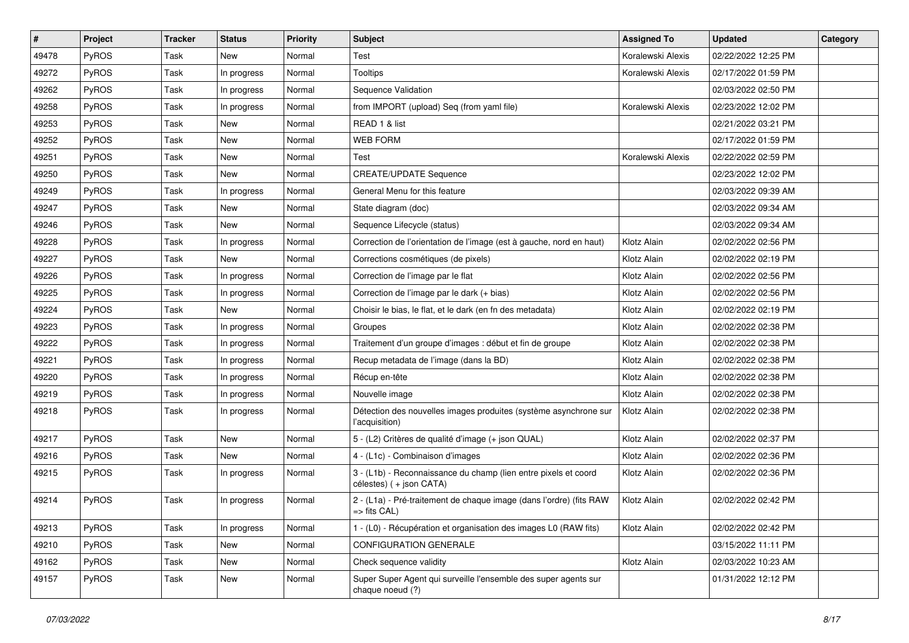| # | Project | Tracker | Status | Priority | Subject | Assigned To | Updated | Category |
|---|---|---|---|---|---|---|---|---|
| 49478 | PyROS | Task | New | Normal | Test | Koralewski Alexis | 02/22/2022 12:25 PM | |
| 49272 | PyROS | Task | In progress | Normal | Tooltips | Koralewski Alexis | 02/17/2022 01:59 PM | |
| 49262 | PyROS | Task | In progress | Normal | Sequence Validation | | 02/03/2022 02:50 PM | |
| 49258 | PyROS | Task | In progress | Normal | from IMPORT (upload) Seq (from yaml file) | Koralewski Alexis | 02/23/2022 12:02 PM | |
| 49253 | PyROS | Task | New | Normal | READ 1 & list | | 02/21/2022 03:21 PM | |
| 49252 | PyROS | Task | New | Normal | WEB FORM | | 02/17/2022 01:59 PM | |
| 49251 | PyROS | Task | New | Normal | Test | Koralewski Alexis | 02/22/2022 02:59 PM | |
| 49250 | PyROS | Task | New | Normal | CREATE/UPDATE Sequence | | 02/23/2022 12:02 PM | |
| 49249 | PyROS | Task | In progress | Normal | General Menu for this feature | | 02/03/2022 09:39 AM | |
| 49247 | PyROS | Task | New | Normal | State diagram (doc) | | 02/03/2022 09:34 AM | |
| 49246 | PyROS | Task | New | Normal | Sequence Lifecycle (status) | | 02/03/2022 09:34 AM | |
| 49228 | PyROS | Task | In progress | Normal | Correction de l'orientation de l'image (est à gauche, nord en haut) | Klotz Alain | 02/02/2022 02:56 PM | |
| 49227 | PyROS | Task | New | Normal | Corrections cosmétiques (de pixels) | Klotz Alain | 02/02/2022 02:19 PM | |
| 49226 | PyROS | Task | In progress | Normal | Correction de l'image par le flat | Klotz Alain | 02/02/2022 02:56 PM | |
| 49225 | PyROS | Task | In progress | Normal | Correction de l'image par le dark (+ bias) | Klotz Alain | 02/02/2022 02:56 PM | |
| 49224 | PyROS | Task | New | Normal | Choisir le bias, le flat, et le dark (en fn des metadata) | Klotz Alain | 02/02/2022 02:19 PM | |
| 49223 | PyROS | Task | In progress | Normal | Groupes | Klotz Alain | 02/02/2022 02:38 PM | |
| 49222 | PyROS | Task | In progress | Normal | Traitement d'un groupe d'images : début et fin de groupe | Klotz Alain | 02/02/2022 02:38 PM | |
| 49221 | PyROS | Task | In progress | Normal | Recup metadata de l'image (dans la BD) | Klotz Alain | 02/02/2022 02:38 PM | |
| 49220 | PyROS | Task | In progress | Normal | Récup en-tête | Klotz Alain | 02/02/2022 02:38 PM | |
| 49219 | PyROS | Task | In progress | Normal | Nouvelle image | Klotz Alain | 02/02/2022 02:38 PM | |
| 49218 | PyROS | Task | In progress | Normal | Détection des nouvelles images produites (système asynchrone sur l'acquisition) | Klotz Alain | 02/02/2022 02:38 PM | |
| 49217 | PyROS | Task | New | Normal | 5 - (L2) Critères de qualité d'image (+ json QUAL) | Klotz Alain | 02/02/2022 02:37 PM | |
| 49216 | PyROS | Task | New | Normal | 4 - (L1c) - Combinaison d'images | Klotz Alain | 02/02/2022 02:36 PM | |
| 49215 | PyROS | Task | In progress | Normal | 3 - (L1b) - Reconnaissance du champ (lien entre pixels et coord célestes) ( + json CATA) | Klotz Alain | 02/02/2022 02:36 PM | |
| 49214 | PyROS | Task | In progress | Normal | 2 - (L1a) - Pré-traitement de chaque image (dans l'ordre) (fits RAW => fits CAL) | Klotz Alain | 02/02/2022 02:42 PM | |
| 49213 | PyROS | Task | In progress | Normal | 1 - (L0) - Récupération et organisation des images L0 (RAW fits) | Klotz Alain | 02/02/2022 02:42 PM | |
| 49210 | PyROS | Task | New | Normal | CONFIGURATION GENERALE | | 03/15/2022 11:11 PM | |
| 49162 | PyROS | Task | New | Normal | Check sequence validity | Klotz Alain | 02/03/2022 10:23 AM | |
| 49157 | PyROS | Task | New | Normal | Super Super Agent qui surveille l'ensemble des super agents sur chaque noeud (?) | | 01/31/2022 12:12 PM | |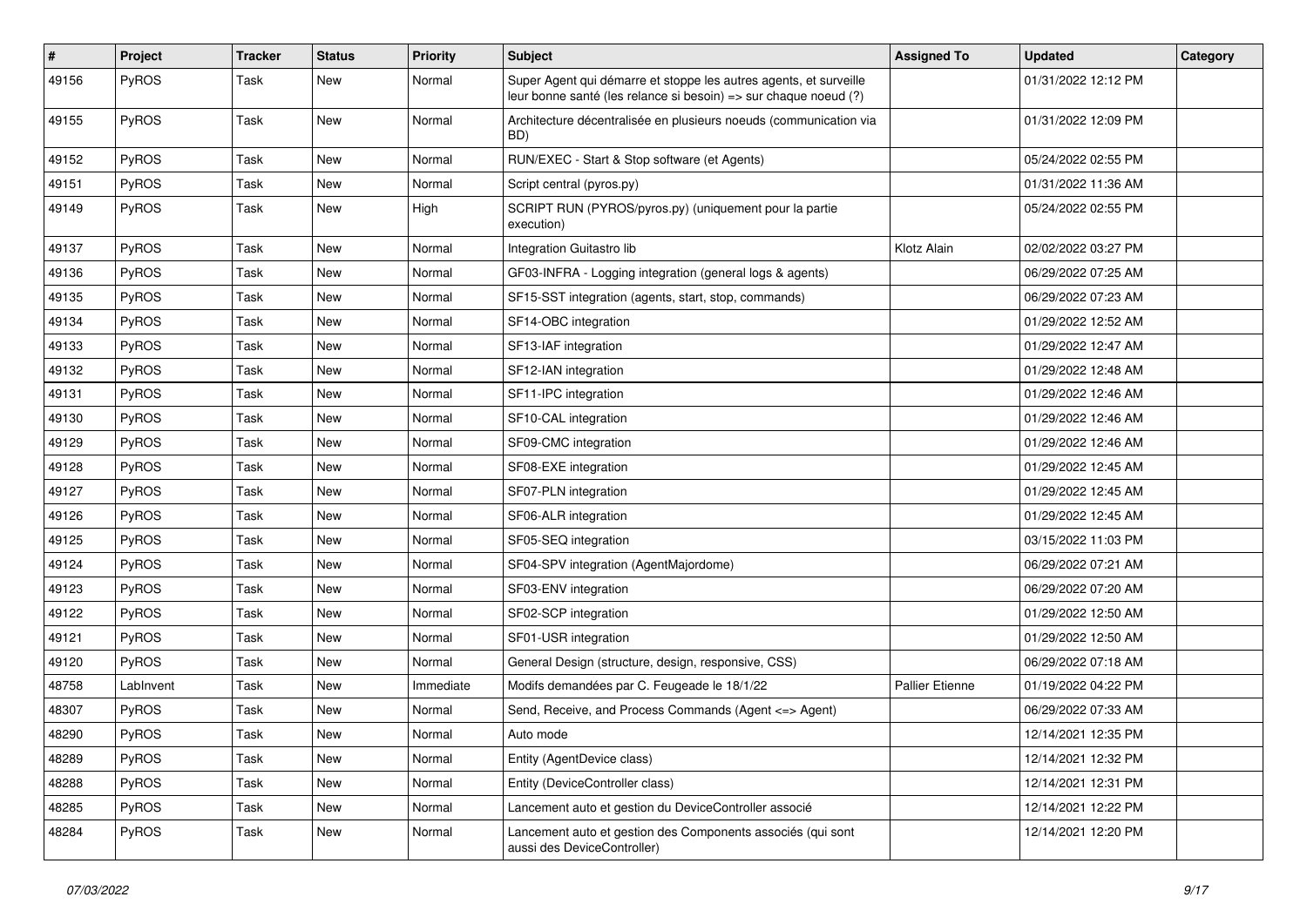| # | Project | Tracker | Status | Priority | Subject | Assigned To | Updated | Category |
|---|---|---|---|---|---|---|---|---|
| 49156 | PyROS | Task | New | Normal | Super Agent qui démarre et stoppe les autres agents, et surveille leur bonne santé (les relance si besoin) => sur chaque noeud (?) | | 01/31/2022 12:12 PM | |
| 49155 | PyROS | Task | New | Normal | Architecture décentralisée en plusieurs noeuds (communication via BD) | | 01/31/2022 12:09 PM | |
| 49152 | PyROS | Task | New | Normal | RUN/EXEC - Start & Stop software (et Agents) | | 05/24/2022 02:55 PM | |
| 49151 | PyROS | Task | New | Normal | Script central (pyros.py) | | 01/31/2022 11:36 AM | |
| 49149 | PyROS | Task | New | High | SCRIPT RUN (PYROS/pyros.py) (uniquement pour la partie execution) | | 05/24/2022 02:55 PM | |
| 49137 | PyROS | Task | New | Normal | Integration Guitastro lib | Klotz Alain | 02/02/2022 03:27 PM | |
| 49136 | PyROS | Task | New | Normal | GF03-INFRA - Logging integration (general logs & agents) | | 06/29/2022 07:25 AM | |
| 49135 | PyROS | Task | New | Normal | SF15-SST integration (agents, start, stop, commands) | | 06/29/2022 07:23 AM | |
| 49134 | PyROS | Task | New | Normal | SF14-OBC integration | | 01/29/2022 12:52 AM | |
| 49133 | PyROS | Task | New | Normal | SF13-IAF integration | | 01/29/2022 12:47 AM | |
| 49132 | PyROS | Task | New | Normal | SF12-IAN integration | | 01/29/2022 12:48 AM | |
| 49131 | PyROS | Task | New | Normal | SF11-IPC integration | | 01/29/2022 12:46 AM | |
| 49130 | PyROS | Task | New | Normal | SF10-CAL integration | | 01/29/2022 12:46 AM | |
| 49129 | PyROS | Task | New | Normal | SF09-CMC integration | | 01/29/2022 12:46 AM | |
| 49128 | PyROS | Task | New | Normal | SF08-EXE integration | | 01/29/2022 12:45 AM | |
| 49127 | PyROS | Task | New | Normal | SF07-PLN integration | | 01/29/2022 12:45 AM | |
| 49126 | PyROS | Task | New | Normal | SF06-ALR integration | | 01/29/2022 12:45 AM | |
| 49125 | PyROS | Task | New | Normal | SF05-SEQ integration | | 03/15/2022 11:03 PM | |
| 49124 | PyROS | Task | New | Normal | SF04-SPV integration (AgentMajordome) | | 06/29/2022 07:21 AM | |
| 49123 | PyROS | Task | New | Normal | SF03-ENV integration | | 06/29/2022 07:20 AM | |
| 49122 | PyROS | Task | New | Normal | SF02-SCP integration | | 01/29/2022 12:50 AM | |
| 49121 | PyROS | Task | New | Normal | SF01-USR integration | | 01/29/2022 12:50 AM | |
| 49120 | PyROS | Task | New | Normal | General Design (structure, design, responsive, CSS) | | 06/29/2022 07:18 AM | |
| 48758 | LabInvent | Task | New | Immediate | Modifs demandées par C. Feugeade le 18/1/22 | Pallier Etienne | 01/19/2022 04:22 PM | |
| 48307 | PyROS | Task | New | Normal | Send, Receive, and Process Commands (Agent <=> Agent) | | 06/29/2022 07:33 AM | |
| 48290 | PyROS | Task | New | Normal | Auto mode | | 12/14/2021 12:35 PM | |
| 48289 | PyROS | Task | New | Normal | Entity (AgentDevice class) | | 12/14/2021 12:32 PM | |
| 48288 | PyROS | Task | New | Normal | Entity (DeviceController class) | | 12/14/2021 12:31 PM | |
| 48285 | PyROS | Task | New | Normal | Lancement auto et gestion du DeviceController associé | | 12/14/2021 12:22 PM | |
| 48284 | PyROS | Task | New | Normal | Lancement auto et gestion des Components associés (qui sont aussi des DeviceController) | | 12/14/2021 12:20 PM | |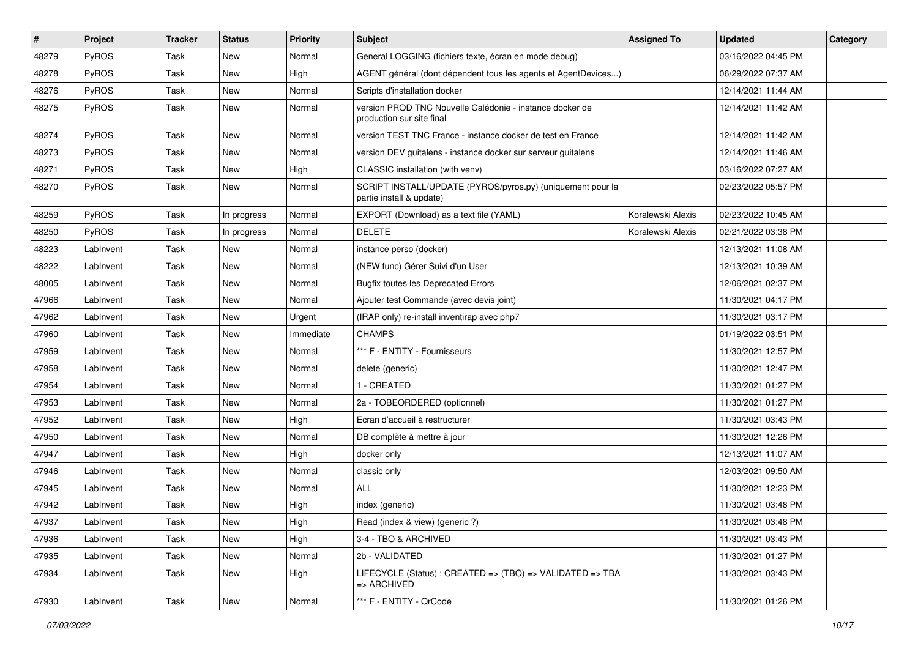| # | Project | Tracker | Status | Priority | Subject | Assigned To | Updated | Category |
|---|---|---|---|---|---|---|---|---|
| 48279 | PyROS | Task | New | Normal | General LOGGING (fichiers texte, écran en mode debug) | | 03/16/2022 04:45 PM | |
| 48278 | PyROS | Task | New | High | AGENT général (dont dépendent tous les agents et AgentDevices...) | | 06/29/2022 07:37 AM | |
| 48276 | PyROS | Task | New | Normal | Scripts d'installation docker | | 12/14/2021 11:44 AM | |
| 48275 | PyROS | Task | New | Normal | version PROD TNC Nouvelle Calédonie - instance docker de production sur site final | | 12/14/2021 11:42 AM | |
| 48274 | PyROS | Task | New | Normal | version TEST TNC France - instance docker de test en France | | 12/14/2021 11:42 AM | |
| 48273 | PyROS | Task | New | Normal | version DEV guitalens - instance docker sur serveur guitalens | | 12/14/2021 11:46 AM | |
| 48271 | PyROS | Task | New | High | CLASSIC installation (with venv) | | 03/16/2022 07:27 AM | |
| 48270 | PyROS | Task | New | Normal | SCRIPT INSTALL/UPDATE (PYROS/pyros.py) (uniquement pour la partie install & update) | | 02/23/2022 05:57 PM | |
| 48259 | PyROS | Task | In progress | Normal | EXPORT (Download) as a text file (YAML) | Koralewski Alexis | 02/23/2022 10:45 AM | |
| 48250 | PyROS | Task | In progress | Normal | DELETE | Koralewski Alexis | 02/21/2022 03:38 PM | |
| 48223 | LabInvent | Task | New | Normal | instance perso (docker) | | 12/13/2021 11:08 AM | |
| 48222 | LabInvent | Task | New | Normal | (NEW func) Gérer Suivi d'un User | | 12/13/2021 10:39 AM | |
| 48005 | LabInvent | Task | New | Normal | Bugfix toutes les Deprecated Errors | | 12/06/2021 02:37 PM | |
| 47966 | LabInvent | Task | New | Normal | Ajouter test Commande (avec devis joint) | | 11/30/2021 04:17 PM | |
| 47962 | LabInvent | Task | New | Urgent | (IRAP only) re-install inventirap avec php7 | | 11/30/2021 03:17 PM | |
| 47960 | LabInvent | Task | New | Immediate | CHAMPS | | 01/19/2022 03:51 PM | |
| 47959 | LabInvent | Task | New | Normal | *** F - ENTITY - Fournisseurs | | 11/30/2021 12:57 PM | |
| 47958 | LabInvent | Task | New | Normal | delete (generic) | | 11/30/2021 12:47 PM | |
| 47954 | LabInvent | Task | New | Normal | 1 - CREATED | | 11/30/2021 01:27 PM | |
| 47953 | LabInvent | Task | New | Normal | 2a - TOBEORDERED (optionnel) | | 11/30/2021 01:27 PM | |
| 47952 | LabInvent | Task | New | High | Ecran d'accueil à restructurer | | 11/30/2021 03:43 PM | |
| 47950 | LabInvent | Task | New | Normal | DB complète à mettre à jour | | 11/30/2021 12:26 PM | |
| 47947 | LabInvent | Task | New | High | docker only | | 12/13/2021 11:07 AM | |
| 47946 | LabInvent | Task | New | Normal | classic only | | 12/03/2021 09:50 AM | |
| 47945 | LabInvent | Task | New | Normal | ALL | | 11/30/2021 12:23 PM | |
| 47942 | LabInvent | Task | New | High | index (generic) | | 11/30/2021 03:48 PM | |
| 47937 | LabInvent | Task | New | High | Read (index & view) (generic ?) | | 11/30/2021 03:48 PM | |
| 47936 | LabInvent | Task | New | High | 3-4 - TBO & ARCHIVED | | 11/30/2021 03:43 PM | |
| 47935 | LabInvent | Task | New | Normal | 2b - VALIDATED | | 11/30/2021 01:27 PM | |
| 47934 | LabInvent | Task | New | High | LIFECYCLE (Status) : CREATED => (TBO) => VALIDATED => TBA => ARCHIVED | | 11/30/2021 03:43 PM | |
| 47930 | LabInvent | Task | New | Normal | *** F - ENTITY - QrCode | | 11/30/2021 01:26 PM | |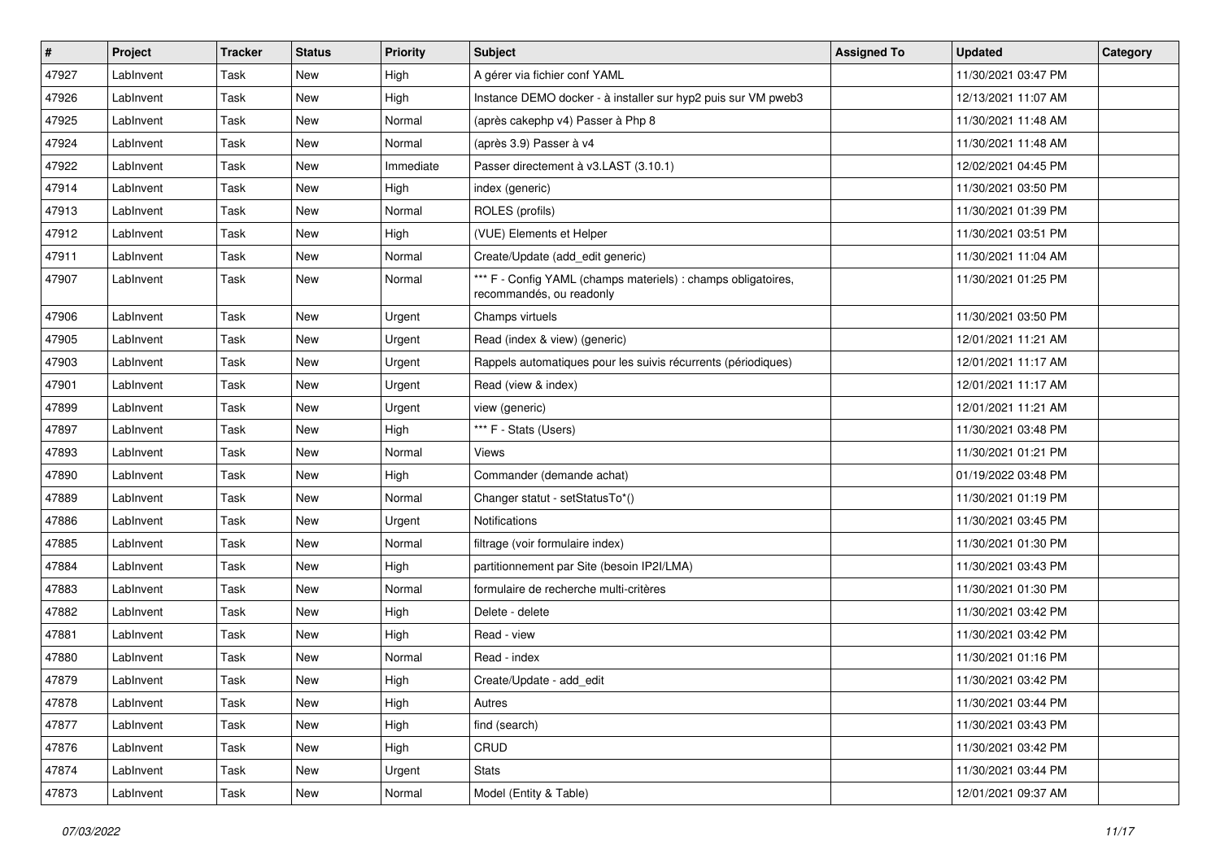| # | Project | Tracker | Status | Priority | Subject | Assigned To | Updated | Category |
|---|---|---|---|---|---|---|---|---|
| 47927 | LabInvent | Task | New | High | A gérer via fichier conf YAML | | 11/30/2021 03:47 PM | |
| 47926 | LabInvent | Task | New | High | Instance DEMO docker - à installer sur hyp2 puis sur VM pweb3 | | 12/13/2021 11:07 AM | |
| 47925 | LabInvent | Task | New | Normal | (après cakephp v4) Passer à Php 8 | | 11/30/2021 11:48 AM | |
| 47924 | LabInvent | Task | New | Normal | (après 3.9) Passer à v4 | | 11/30/2021 11:48 AM | |
| 47922 | LabInvent | Task | New | Immediate | Passer directement à v3.LAST (3.10.1) | | 12/02/2021 04:45 PM | |
| 47914 | LabInvent | Task | New | High | index (generic) | | 11/30/2021 03:50 PM | |
| 47913 | LabInvent | Task | New | Normal | ROLES (profils) | | 11/30/2021 01:39 PM | |
| 47912 | LabInvent | Task | New | High | (VUE) Elements et Helper | | 11/30/2021 03:51 PM | |
| 47911 | LabInvent | Task | New | Normal | Create/Update (add_edit generic) | | 11/30/2021 11:04 AM | |
| 47907 | LabInvent | Task | New | Normal | *** F - Config YAML (champs materiels) : champs obligatoires, recommandés, ou readonly | | 11/30/2021 01:25 PM | |
| 47906 | LabInvent | Task | New | Urgent | Champs virtuels | | 11/30/2021 03:50 PM | |
| 47905 | LabInvent | Task | New | Urgent | Read (index & view) (generic) | | 12/01/2021 11:21 AM | |
| 47903 | LabInvent | Task | New | Urgent | Rappels automatiques pour les suivis récurrents (périodiques) | | 12/01/2021 11:17 AM | |
| 47901 | LabInvent | Task | New | Urgent | Read (view & index) | | 12/01/2021 11:17 AM | |
| 47899 | LabInvent | Task | New | Urgent | view (generic) | | 12/01/2021 11:21 AM | |
| 47897 | LabInvent | Task | New | High | *** F - Stats (Users) | | 11/30/2021 03:48 PM | |
| 47893 | LabInvent | Task | New | Normal | Views | | 11/30/2021 01:21 PM | |
| 47890 | LabInvent | Task | New | High | Commander (demande achat) | | 01/19/2022 03:48 PM | |
| 47889 | LabInvent | Task | New | Normal | Changer statut - setStatusTo*() | | 11/30/2021 01:19 PM | |
| 47886 | LabInvent | Task | New | Urgent | Notifications | | 11/30/2021 03:45 PM | |
| 47885 | LabInvent | Task | New | Normal | filtrage (voir formulaire index) | | 11/30/2021 01:30 PM | |
| 47884 | LabInvent | Task | New | High | partitionnement par Site (besoin IP2I/LMA) | | 11/30/2021 03:43 PM | |
| 47883 | LabInvent | Task | New | Normal | formulaire de recherche multi-critères | | 11/30/2021 01:30 PM | |
| 47882 | LabInvent | Task | New | High | Delete - delete | | 11/30/2021 03:42 PM | |
| 47881 | LabInvent | Task | New | High | Read - view | | 11/30/2021 03:42 PM | |
| 47880 | LabInvent | Task | New | Normal | Read - index | | 11/30/2021 01:16 PM | |
| 47879 | LabInvent | Task | New | High | Create/Update - add_edit | | 11/30/2021 03:42 PM | |
| 47878 | LabInvent | Task | New | High | Autres | | 11/30/2021 03:44 PM | |
| 47877 | LabInvent | Task | New | High | find (search) | | 11/30/2021 03:43 PM | |
| 47876 | LabInvent | Task | New | High | CRUD | | 11/30/2021 03:42 PM | |
| 47874 | LabInvent | Task | New | Urgent | Stats | | 11/30/2021 03:44 PM | |
| 47873 | LabInvent | Task | New | Normal | Model (Entity & Table) | | 12/01/2021 09:37 AM | |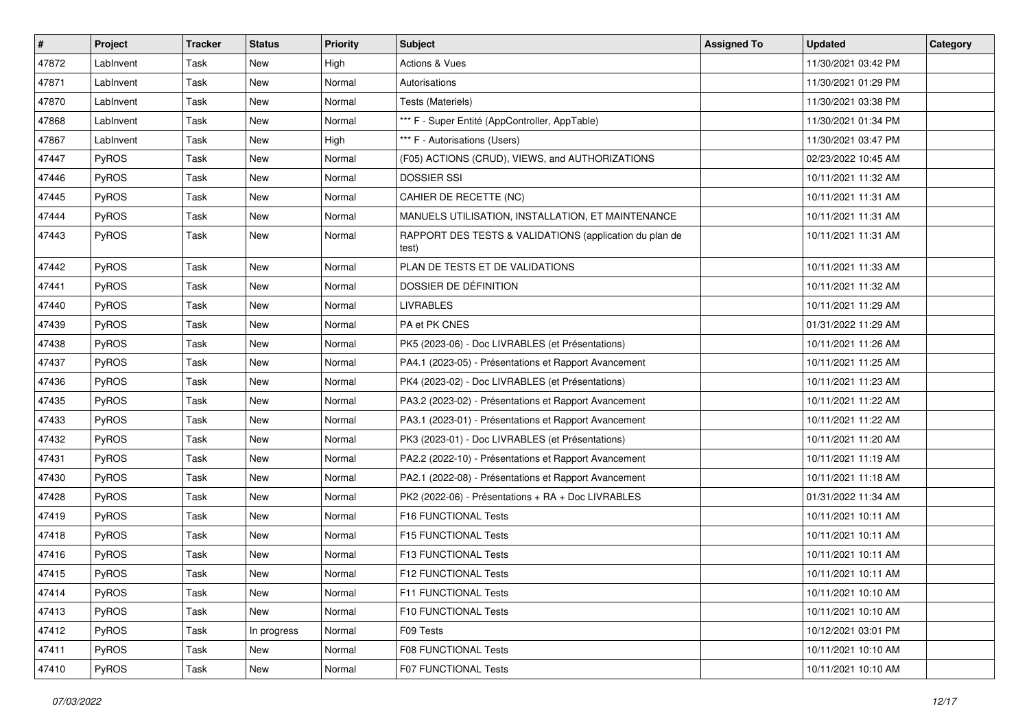| # | Project | Tracker | Status | Priority | Subject | Assigned To | Updated | Category |
|---|---|---|---|---|---|---|---|---|
| 47872 | LabInvent | Task | New | High | Actions & Vues | | 11/30/2021 03:42 PM | |
| 47871 | LabInvent | Task | New | Normal | Autorisations | | 11/30/2021 01:29 PM | |
| 47870 | LabInvent | Task | New | Normal | Tests (Materiels) | | 11/30/2021 03:38 PM | |
| 47868 | LabInvent | Task | New | Normal | *** F - Super Entité (AppController, AppTable) | | 11/30/2021 01:34 PM | |
| 47867 | LabInvent | Task | New | High | *** F - Autorisations (Users) | | 11/30/2021 03:47 PM | |
| 47447 | PyROS | Task | New | Normal | (F05) ACTIONS (CRUD), VIEWS, and AUTHORIZATIONS | | 02/23/2022 10:45 AM | |
| 47446 | PyROS | Task | New | Normal | DOSSIER SSI | | 10/11/2021 11:32 AM | |
| 47445 | PyROS | Task | New | Normal | CAHIER DE RECETTE (NC) | | 10/11/2021 11:31 AM | |
| 47444 | PyROS | Task | New | Normal | MANUELS UTILISATION, INSTALLATION, ET MAINTENANCE | | 10/11/2021 11:31 AM | |
| 47443 | PyROS | Task | New | Normal | RAPPORT DES TESTS & VALIDATIONS (application du plan de test) | | 10/11/2021 11:31 AM | |
| 47442 | PyROS | Task | New | Normal | PLAN DE TESTS ET DE VALIDATIONS | | 10/11/2021 11:33 AM | |
| 47441 | PyROS | Task | New | Normal | DOSSIER DE DÉFINITION | | 10/11/2021 11:32 AM | |
| 47440 | PyROS | Task | New | Normal | LIVRABLES | | 10/11/2021 11:29 AM | |
| 47439 | PyROS | Task | New | Normal | PA et PK CNES | | 01/31/2022 11:29 AM | |
| 47438 | PyROS | Task | New | Normal | PK5 (2023-06) - Doc LIVRABLES (et Présentations) | | 10/11/2021 11:26 AM | |
| 47437 | PyROS | Task | New | Normal | PA4.1 (2023-05) - Présentations et Rapport Avancement | | 10/11/2021 11:25 AM | |
| 47436 | PyROS | Task | New | Normal | PK4 (2023-02) - Doc LIVRABLES (et Présentations) | | 10/11/2021 11:23 AM | |
| 47435 | PyROS | Task | New | Normal | PA3.2 (2023-02) - Présentations et Rapport Avancement | | 10/11/2021 11:22 AM | |
| 47433 | PyROS | Task | New | Normal | PA3.1 (2023-01) - Présentations et Rapport Avancement | | 10/11/2021 11:22 AM | |
| 47432 | PyROS | Task | New | Normal | PK3 (2023-01) - Doc LIVRABLES (et Présentations) | | 10/11/2021 11:20 AM | |
| 47431 | PyROS | Task | New | Normal | PA2.2 (2022-10) - Présentations et Rapport Avancement | | 10/11/2021 11:19 AM | |
| 47430 | PyROS | Task | New | Normal | PA2.1 (2022-08) - Présentations et Rapport Avancement | | 10/11/2021 11:18 AM | |
| 47428 | PyROS | Task | New | Normal | PK2 (2022-06) - Présentations + RA + Doc LIVRABLES | | 01/31/2022 11:34 AM | |
| 47419 | PyROS | Task | New | Normal | F16 FUNCTIONAL Tests | | 10/11/2021 10:11 AM | |
| 47418 | PyROS | Task | New | Normal | F15 FUNCTIONAL Tests | | 10/11/2021 10:11 AM | |
| 47416 | PyROS | Task | New | Normal | F13 FUNCTIONAL Tests | | 10/11/2021 10:11 AM | |
| 47415 | PyROS | Task | New | Normal | F12 FUNCTIONAL Tests | | 10/11/2021 10:11 AM | |
| 47414 | PyROS | Task | New | Normal | F11 FUNCTIONAL Tests | | 10/11/2021 10:10 AM | |
| 47413 | PyROS | Task | New | Normal | F10 FUNCTIONAL Tests | | 10/11/2021 10:10 AM | |
| 47412 | PyROS | Task | In progress | Normal | F09 Tests | | 10/12/2021 03:01 PM | |
| 47411 | PyROS | Task | New | Normal | F08 FUNCTIONAL Tests | | 10/11/2021 10:10 AM | |
| 47410 | PyROS | Task | New | Normal | F07 FUNCTIONAL Tests | | 10/11/2021 10:10 AM | |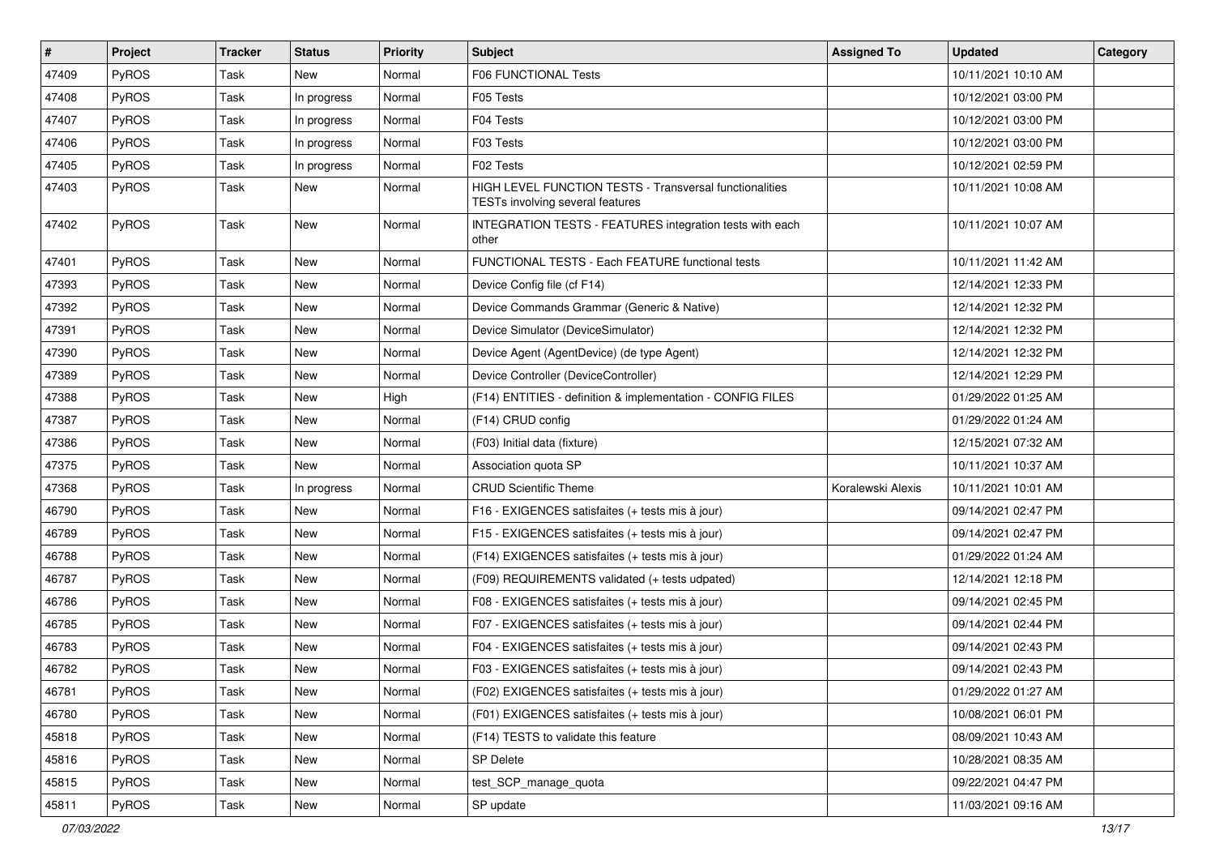| # | Project | Tracker | Status | Priority | Subject | Assigned To | Updated | Category |
|---|---|---|---|---|---|---|---|---|
| 47409 | PyROS | Task | New | Normal | F06 FUNCTIONAL Tests | | 10/11/2021 10:10 AM | |
| 47408 | PyROS | Task | In progress | Normal | F05 Tests | | 10/12/2021 03:00 PM | |
| 47407 | PyROS | Task | In progress | Normal | F04 Tests | | 10/12/2021 03:00 PM | |
| 47406 | PyROS | Task | In progress | Normal | F03 Tests | | 10/12/2021 03:00 PM | |
| 47405 | PyROS | Task | In progress | Normal | F02 Tests | | 10/12/2021 02:59 PM | |
| 47403 | PyROS | Task | New | Normal | HIGH LEVEL FUNCTION TESTS - Transversal functionalities TESTs involving several features | | 10/11/2021 10:08 AM | |
| 47402 | PyROS | Task | New | Normal | INTEGRATION TESTS - FEATURES integration tests with each other | | 10/11/2021 10:07 AM | |
| 47401 | PyROS | Task | New | Normal | FUNCTIONAL TESTS - Each FEATURE functional tests | | 10/11/2021 11:42 AM | |
| 47393 | PyROS | Task | New | Normal | Device Config file (cf F14) | | 12/14/2021 12:33 PM | |
| 47392 | PyROS | Task | New | Normal | Device Commands Grammar (Generic & Native) | | 12/14/2021 12:32 PM | |
| 47391 | PyROS | Task | New | Normal | Device Simulator (DeviceSimulator) | | 12/14/2021 12:32 PM | |
| 47390 | PyROS | Task | New | Normal | Device Agent (AgentDevice) (de type Agent) | | 12/14/2021 12:32 PM | |
| 47389 | PyROS | Task | New | Normal | Device Controller (DeviceController) | | 12/14/2021 12:29 PM | |
| 47388 | PyROS | Task | New | High | (F14) ENTITIES - definition & implementation - CONFIG FILES | | 01/29/2022 01:25 AM | |
| 47387 | PyROS | Task | New | Normal | (F14) CRUD config | | 01/29/2022 01:24 AM | |
| 47386 | PyROS | Task | New | Normal | (F03) Initial data (fixture) | | 12/15/2021 07:32 AM | |
| 47375 | PyROS | Task | New | Normal | Association quota SP | | 10/11/2021 10:37 AM | |
| 47368 | PyROS | Task | In progress | Normal | CRUD Scientific Theme | Koralewski Alexis | 10/11/2021 10:01 AM | |
| 46790 | PyROS | Task | New | Normal | F16 - EXIGENCES satisfaites (+ tests mis à jour) | | 09/14/2021 02:47 PM | |
| 46789 | PyROS | Task | New | Normal | F15 - EXIGENCES satisfaites (+ tests mis à jour) | | 09/14/2021 02:47 PM | |
| 46788 | PyROS | Task | New | Normal | (F14) EXIGENCES satisfaites (+ tests mis à jour) | | 01/29/2022 01:24 AM | |
| 46787 | PyROS | Task | New | Normal | (F09) REQUIREMENTS validated (+ tests udpated) | | 12/14/2021 12:18 PM | |
| 46786 | PyROS | Task | New | Normal | F08 - EXIGENCES satisfaites (+ tests mis à jour) | | 09/14/2021 02:45 PM | |
| 46785 | PyROS | Task | New | Normal | F07 - EXIGENCES satisfaites (+ tests mis à jour) | | 09/14/2021 02:44 PM | |
| 46783 | PyROS | Task | New | Normal | F04 - EXIGENCES satisfaites (+ tests mis à jour) | | 09/14/2021 02:43 PM | |
| 46782 | PyROS | Task | New | Normal | F03 - EXIGENCES satisfaites (+ tests mis à jour) | | 09/14/2021 02:43 PM | |
| 46781 | PyROS | Task | New | Normal | (F02) EXIGENCES satisfaites (+ tests mis à jour) | | 01/29/2022 01:27 AM | |
| 46780 | PyROS | Task | New | Normal | (F01) EXIGENCES satisfaites (+ tests mis à jour) | | 10/08/2021 06:01 PM | |
| 45818 | PyROS | Task | New | Normal | (F14) TESTS to validate this feature | | 08/09/2021 10:43 AM | |
| 45816 | PyROS | Task | New | Normal | SP Delete | | 10/28/2021 08:35 AM | |
| 45815 | PyROS | Task | New | Normal | test_SCP_manage_quota | | 09/22/2021 04:47 PM | |
| 45811 | PyROS | Task | New | Normal | SP update | | 11/03/2021 09:16 AM | |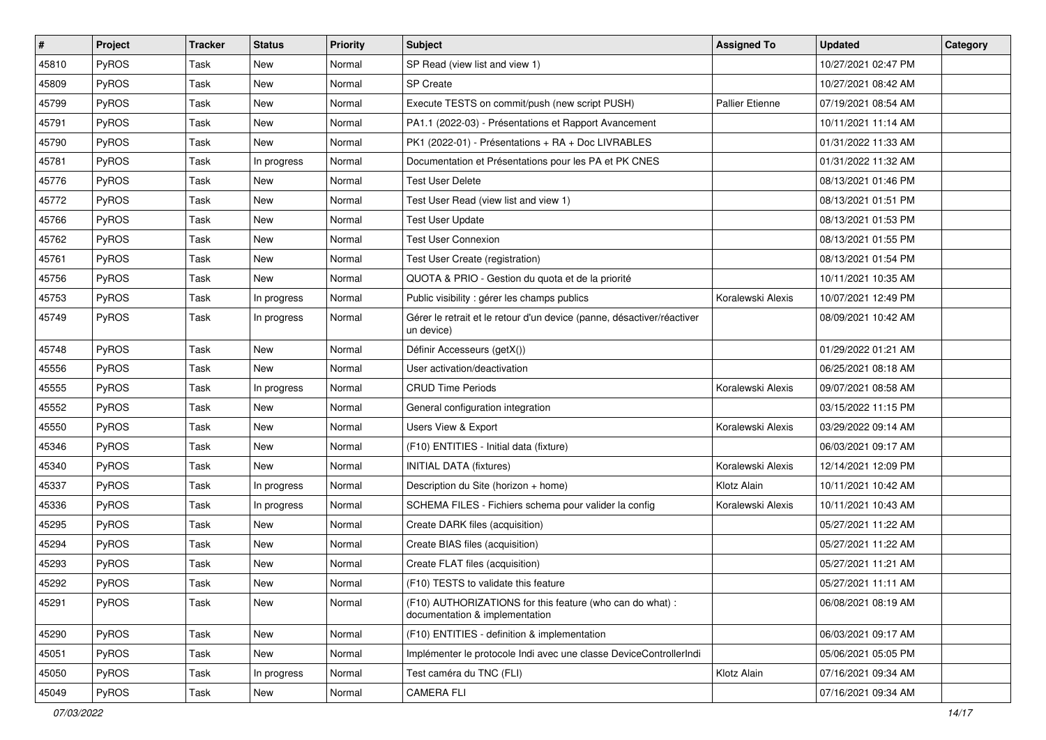| # | Project | Tracker | Status | Priority | Subject | Assigned To | Updated | Category |
|---|---|---|---|---|---|---|---|---|
| 45810 | PyROS | Task | New | Normal | SP Read (view list and view 1) | | 10/27/2021 02:47 PM | |
| 45809 | PyROS | Task | New | Normal | SP Create | | 10/27/2021 08:42 AM | |
| 45799 | PyROS | Task | New | Normal | Execute TESTS on commit/push (new script PUSH) | Pallier Etienne | 07/19/2021 08:54 AM | |
| 45791 | PyROS | Task | New | Normal | PA1.1 (2022-03) - Présentations et Rapport Avancement | | 10/11/2021 11:14 AM | |
| 45790 | PyROS | Task | New | Normal | PK1 (2022-01) - Présentations + RA + Doc LIVRABLES | | 01/31/2022 11:33 AM | |
| 45781 | PyROS | Task | In progress | Normal | Documentation et Présentations pour les PA et PK CNES | | 01/31/2022 11:32 AM | |
| 45776 | PyROS | Task | New | Normal | Test User Delete | | 08/13/2021 01:46 PM | |
| 45772 | PyROS | Task | New | Normal | Test User Read (view list and view 1) | | 08/13/2021 01:51 PM | |
| 45766 | PyROS | Task | New | Normal | Test User Update | | 08/13/2021 01:53 PM | |
| 45762 | PyROS | Task | New | Normal | Test User Connexion | | 08/13/2021 01:55 PM | |
| 45761 | PyROS | Task | New | Normal | Test User Create (registration) | | 08/13/2021 01:54 PM | |
| 45756 | PyROS | Task | New | Normal | QUOTA & PRIO - Gestion du quota et de la priorité | | 10/11/2021 10:35 AM | |
| 45753 | PyROS | Task | In progress | Normal | Public visibility : gérer les champs publics | Koralewski Alexis | 10/07/2021 12:49 PM | |
| 45749 | PyROS | Task | In progress | Normal | Gérer le retrait et le retour d'un device (panne, désactiver/réactiver un device) | | 08/09/2021 10:42 AM | |
| 45748 | PyROS | Task | New | Normal | Définir Accesseurs (getX()) | | 01/29/2022 01:21 AM | |
| 45556 | PyROS | Task | New | Normal | User activation/deactivation | | 06/25/2021 08:18 AM | |
| 45555 | PyROS | Task | In progress | Normal | CRUD Time Periods | Koralewski Alexis | 09/07/2021 08:58 AM | |
| 45552 | PyROS | Task | New | Normal | General configuration integration | | 03/15/2022 11:15 PM | |
| 45550 | PyROS | Task | New | Normal | Users View & Export | Koralewski Alexis | 03/29/2022 09:14 AM | |
| 45346 | PyROS | Task | New | Normal | (F10) ENTITIES - Initial data (fixture) | | 06/03/2021 09:17 AM | |
| 45340 | PyROS | Task | New | Normal | INITIAL DATA (fixtures) | Koralewski Alexis | 12/14/2021 12:09 PM | |
| 45337 | PyROS | Task | In progress | Normal | Description du Site (horizon + home) | Klotz Alain | 10/11/2021 10:42 AM | |
| 45336 | PyROS | Task | In progress | Normal | SCHEMA FILES - Fichiers schema pour valider la config | Koralewski Alexis | 10/11/2021 10:43 AM | |
| 45295 | PyROS | Task | New | Normal | Create DARK files (acquisition) | | 05/27/2021 11:22 AM | |
| 45294 | PyROS | Task | New | Normal | Create BIAS files (acquisition) | | 05/27/2021 11:22 AM | |
| 45293 | PyROS | Task | New | Normal | Create FLAT files (acquisition) | | 05/27/2021 11:21 AM | |
| 45292 | PyROS | Task | New | Normal | (F10) TESTS to validate this feature | | 05/27/2021 11:11 AM | |
| 45291 | PyROS | Task | New | Normal | (F10) AUTHORIZATIONS for this feature (who can do what) : documentation & implementation | | 06/08/2021 08:19 AM | |
| 45290 | PyROS | Task | New | Normal | (F10) ENTITIES - definition & implementation | | 06/03/2021 09:17 AM | |
| 45051 | PyROS | Task | New | Normal | Implémenter le protocole Indi avec une classe DeviceControllerIndi | | 05/06/2021 05:05 PM | |
| 45050 | PyROS | Task | In progress | Normal | Test caméra du TNC (FLI) | Klotz Alain | 07/16/2021 09:34 AM | |
| 45049 | PyROS | Task | New | Normal | CAMERA FLI | | 07/16/2021 09:34 AM | |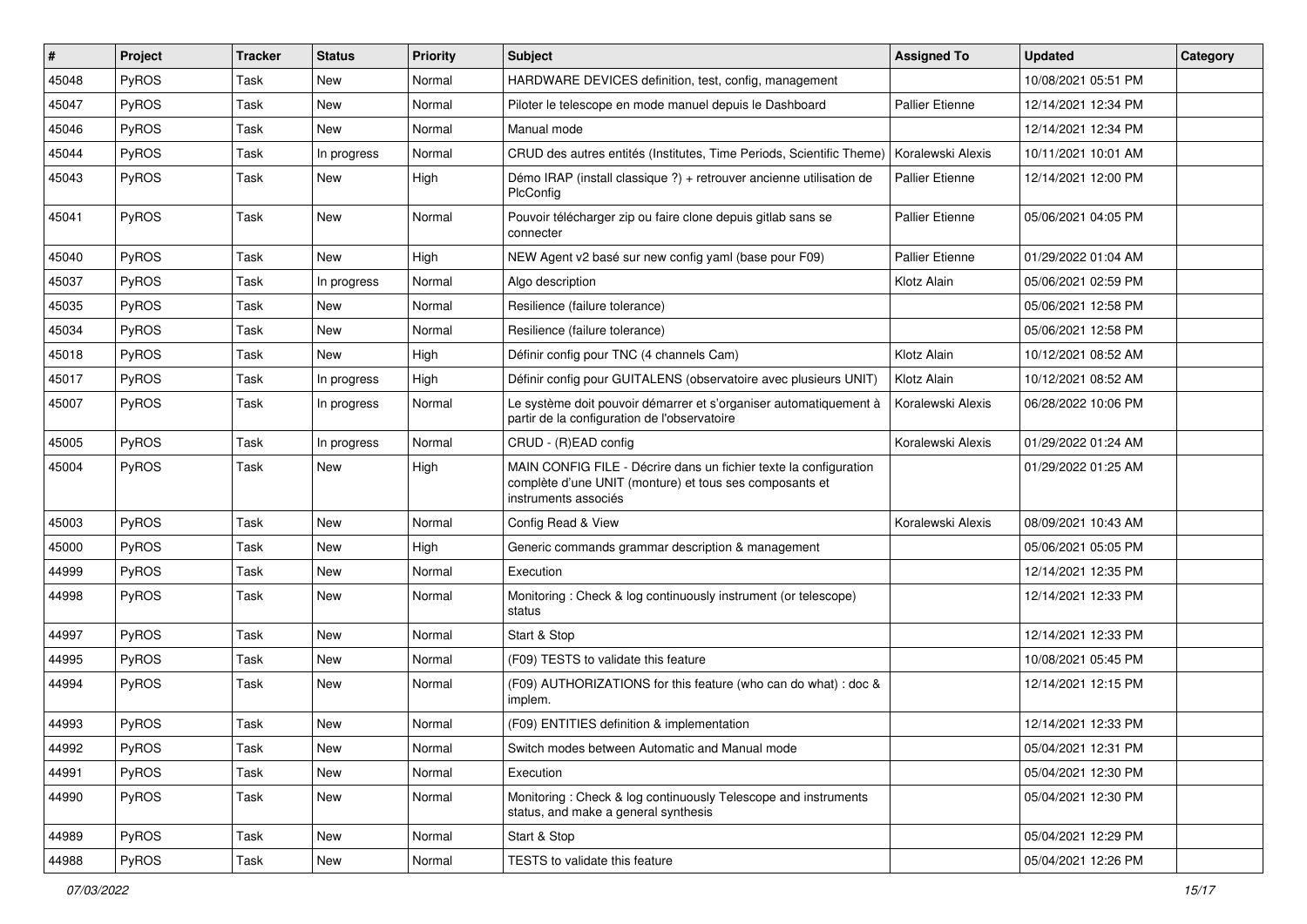| # | Project | Tracker | Status | Priority | Subject | Assigned To | Updated | Category |
|---|---|---|---|---|---|---|---|---|
| 45048 | PyROS | Task | New | Normal | HARDWARE DEVICES definition, test, config, management | | 10/08/2021 05:51 PM | |
| 45047 | PyROS | Task | New | Normal | Piloter le telescope en mode manuel depuis le Dashboard | Pallier Etienne | 12/14/2021 12:34 PM | |
| 45046 | PyROS | Task | New | Normal | Manual mode | | 12/14/2021 12:34 PM | |
| 45044 | PyROS | Task | In progress | Normal | CRUD des autres entités (Institutes, Time Periods, Scientific Theme) | Koralewski Alexis | 10/11/2021 10:01 AM | |
| 45043 | PyROS | Task | New | High | Démo IRAP (install classique ?) + retrouver ancienne utilisation de PlcConfig | Pallier Etienne | 12/14/2021 12:00 PM | |
| 45041 | PyROS | Task | New | Normal | Pouvoir télécharger zip ou faire clone depuis gitlab sans se connecter | Pallier Etienne | 05/06/2021 04:05 PM | |
| 45040 | PyROS | Task | New | High | NEW Agent v2 basé sur new config yaml (base pour F09) | Pallier Etienne | 01/29/2022 01:04 AM | |
| 45037 | PyROS | Task | In progress | Normal | Algo description | Klotz Alain | 05/06/2021 02:59 PM | |
| 45035 | PyROS | Task | New | Normal | Resilience (failure tolerance) | | 05/06/2021 12:58 PM | |
| 45034 | PyROS | Task | New | Normal | Resilience (failure tolerance) | | 05/06/2021 12:58 PM | |
| 45018 | PyROS | Task | New | High | Définir config pour TNC (4 channels Cam) | Klotz Alain | 10/12/2021 08:52 AM | |
| 45017 | PyROS | Task | In progress | High | Définir config pour GUITALENS (observatoire avec plusieurs UNIT) | Klotz Alain | 10/12/2021 08:52 AM | |
| 45007 | PyROS | Task | In progress | Normal | Le système doit pouvoir démarrer et s'organiser automatiquement à partir de la configuration de l'observatoire | Koralewski Alexis | 06/28/2022 10:06 PM | |
| 45005 | PyROS | Task | In progress | Normal | CRUD - (R)EAD config | Koralewski Alexis | 01/29/2022 01:24 AM | |
| 45004 | PyROS | Task | New | High | MAIN CONFIG FILE - Décrire dans un fichier texte la configuration complète d'une UNIT (monture) et tous ses composants et instruments associés | | 01/29/2022 01:25 AM | |
| 45003 | PyROS | Task | New | Normal | Config Read & View | Koralewski Alexis | 08/09/2021 10:43 AM | |
| 45000 | PyROS | Task | New | High | Generic commands grammar description & management | | 05/06/2021 05:05 PM | |
| 44999 | PyROS | Task | New | Normal | Execution | | 12/14/2021 12:35 PM | |
| 44998 | PyROS | Task | New | Normal | Monitoring : Check & log continuously instrument (or telescope) status | | 12/14/2021 12:33 PM | |
| 44997 | PyROS | Task | New | Normal | Start & Stop | | 12/14/2021 12:33 PM | |
| 44995 | PyROS | Task | New | Normal | (F09) TESTS to validate this feature | | 10/08/2021 05:45 PM | |
| 44994 | PyROS | Task | New | Normal | (F09) AUTHORIZATIONS for this feature (who can do what) : doc & implem. | | 12/14/2021 12:15 PM | |
| 44993 | PyROS | Task | New | Normal | (F09) ENTITIES definition & implementation | | 12/14/2021 12:33 PM | |
| 44992 | PyROS | Task | New | Normal | Switch modes between Automatic and Manual mode | | 05/04/2021 12:31 PM | |
| 44991 | PyROS | Task | New | Normal | Execution | | 05/04/2021 12:30 PM | |
| 44990 | PyROS | Task | New | Normal | Monitoring : Check & log continuously Telescope and instruments status, and make a general synthesis | | 05/04/2021 12:30 PM | |
| 44989 | PyROS | Task | New | Normal | Start & Stop | | 05/04/2021 12:29 PM | |
| 44988 | PyROS | Task | New | Normal | TESTS to validate this feature | | 05/04/2021 12:26 PM | |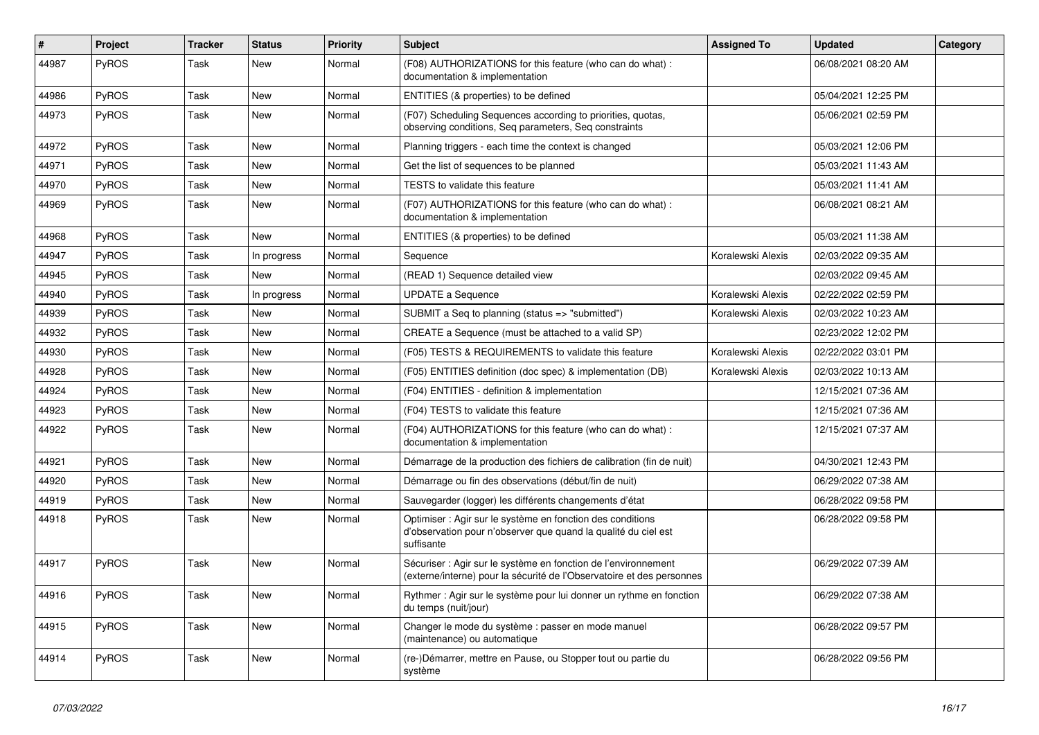| # | Project | Tracker | Status | Priority | Subject | Assigned To | Updated | Category |
|---|---|---|---|---|---|---|---|---|
| 44987 | PyROS | Task | New | Normal | (F08) AUTHORIZATIONS for this feature (who can do what) : documentation & implementation | | 06/08/2021 08:20 AM | |
| 44986 | PyROS | Task | New | Normal | ENTITIES (& properties) to be defined | | 05/04/2021 12:25 PM | |
| 44973 | PyROS | Task | New | Normal | (F07) Scheduling Sequences according to priorities, quotas, observing conditions, Seq parameters, Seq constraints | | 05/06/2021 02:59 PM | |
| 44972 | PyROS | Task | New | Normal | Planning triggers - each time the context is changed | | 05/03/2021 12:06 PM | |
| 44971 | PyROS | Task | New | Normal | Get the list of sequences to be planned | | 05/03/2021 11:43 AM | |
| 44970 | PyROS | Task | New | Normal | TESTS to validate this feature | | 05/03/2021 11:41 AM | |
| 44969 | PyROS | Task | New | Normal | (F07) AUTHORIZATIONS for this feature (who can do what) : documentation & implementation | | 06/08/2021 08:21 AM | |
| 44968 | PyROS | Task | New | Normal | ENTITIES (& properties) to be defined | | 05/03/2021 11:38 AM | |
| 44947 | PyROS | Task | In progress | Normal | Sequence | Koralewski Alexis | 02/03/2022 09:35 AM | |
| 44945 | PyROS | Task | New | Normal | (READ 1) Sequence detailed view | | 02/03/2022 09:45 AM | |
| 44940 | PyROS | Task | In progress | Normal | UPDATE a Sequence | Koralewski Alexis | 02/22/2022 02:59 PM | |
| 44939 | PyROS | Task | New | Normal | SUBMIT a Seq to planning (status => "submitted") | Koralewski Alexis | 02/03/2022 10:23 AM | |
| 44932 | PyROS | Task | New | Normal | CREATE a Sequence (must be attached to a valid SP) | | 02/23/2022 12:02 PM | |
| 44930 | PyROS | Task | New | Normal | (F05) TESTS & REQUIREMENTS to validate this feature | Koralewski Alexis | 02/22/2022 03:01 PM | |
| 44928 | PyROS | Task | New | Normal | (F05) ENTITIES definition (doc spec) & implementation (DB) | Koralewski Alexis | 02/03/2022 10:13 AM | |
| 44924 | PyROS | Task | New | Normal | (F04) ENTITIES - definition & implementation | | 12/15/2021 07:36 AM | |
| 44923 | PyROS | Task | New | Normal | (F04) TESTS to validate this feature | | 12/15/2021 07:36 AM | |
| 44922 | PyROS | Task | New | Normal | (F04) AUTHORIZATIONS for this feature (who can do what) : documentation & implementation | | 12/15/2021 07:37 AM | |
| 44921 | PyROS | Task | New | Normal | Démarrage de la production des fichiers de calibration (fin de nuit) | | 04/30/2021 12:43 PM | |
| 44920 | PyROS | Task | New | Normal | Démarrage ou fin des observations (début/fin de nuit) | | 06/29/2022 07:38 AM | |
| 44919 | PyROS | Task | New | Normal | Sauvegarder (logger) les différents changements d'état | | 06/28/2022 09:58 PM | |
| 44918 | PyROS | Task | New | Normal | Optimiser : Agir sur le système en fonction des conditions d'observation pour n'observer que quand la qualité du ciel est suffisante | | 06/28/2022 09:58 PM | |
| 44917 | PyROS | Task | New | Normal | Sécuriser : Agir sur le système en fonction de l'environnement (externe/interne) pour la sécurité de l'Observatoire et des personnes | | 06/29/2022 07:39 AM | |
| 44916 | PyROS | Task | New | Normal | Rythmer : Agir sur le système pour lui donner un rythme en fonction du temps (nuit/jour) | | 06/29/2022 07:38 AM | |
| 44915 | PyROS | Task | New | Normal | Changer le mode du système : passer en mode manuel (maintenance) ou automatique | | 06/28/2022 09:57 PM | |
| 44914 | PyROS | Task | New | Normal | (re-)Démarrer, mettre en Pause, ou Stopper tout ou partie du système | | 06/28/2022 09:56 PM | |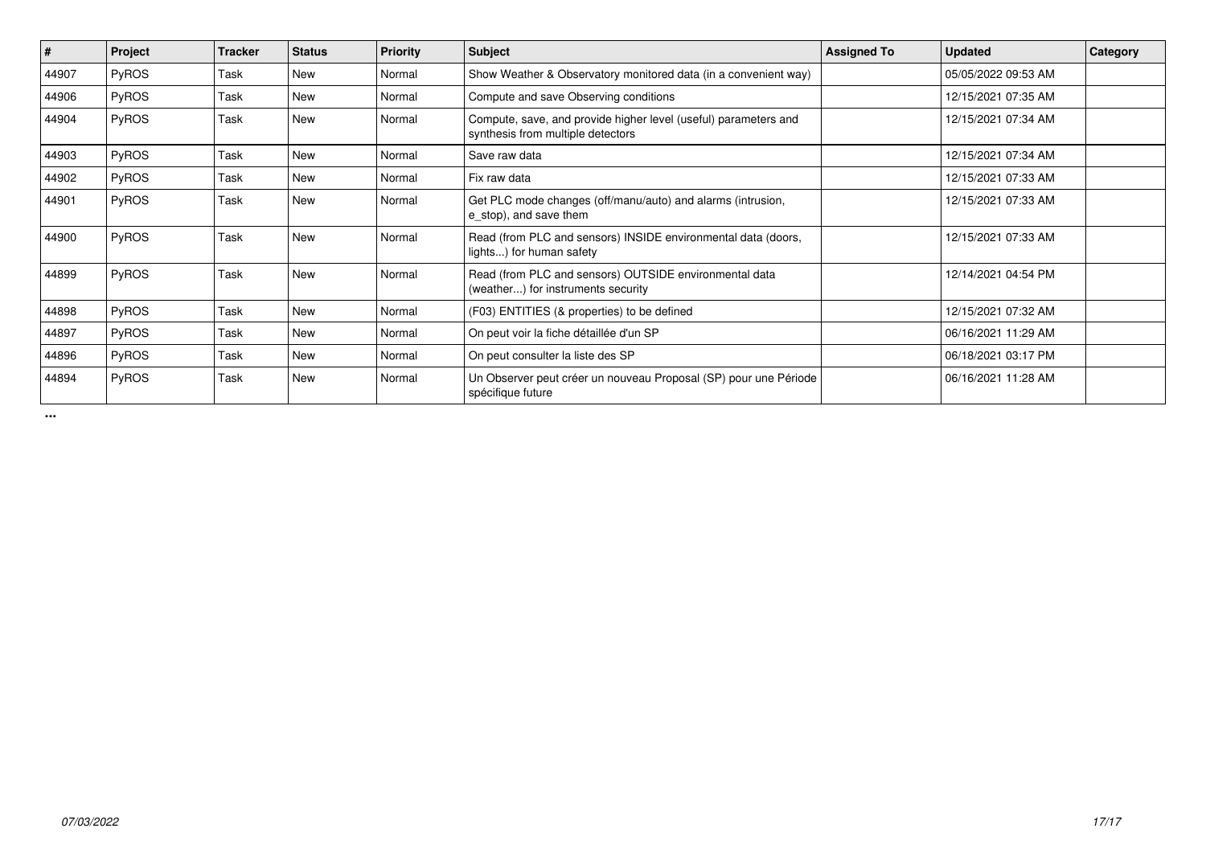| # | Project | Tracker | Status | Priority | Subject | Assigned To | Updated | Category |
|---|---|---|---|---|---|---|---|---|
| 44907 | PyROS | Task | New | Normal | Show Weather & Observatory monitored data (in a convenient way) | | 05/05/2022 09:53 AM | |
| 44906 | PyROS | Task | New | Normal | Compute and save Observing conditions | | 12/15/2021 07:35 AM | |
| 44904 | PyROS | Task | New | Normal | Compute, save, and provide higher level (useful) parameters and synthesis from multiple detectors | | 12/15/2021 07:34 AM | |
| 44903 | PyROS | Task | New | Normal | Save raw data | | 12/15/2021 07:34 AM | |
| 44902 | PyROS | Task | New | Normal | Fix raw data | | 12/15/2021 07:33 AM | |
| 44901 | PyROS | Task | New | Normal | Get PLC mode changes (off/manu/auto) and alarms (intrusion, e_stop), and save them | | 12/15/2021 07:33 AM | |
| 44900 | PyROS | Task | New | Normal | Read (from PLC and sensors) INSIDE environmental data (doors, lights...) for human safety | | 12/15/2021 07:33 AM | |
| 44899 | PyROS | Task | New | Normal | Read (from PLC and sensors) OUTSIDE environmental data (weather...) for instruments security | | 12/14/2021 04:54 PM | |
| 44898 | PyROS | Task | New | Normal | (F03) ENTITIES (& properties) to be defined | | 12/15/2021 07:32 AM | |
| 44897 | PyROS | Task | New | Normal | On peut voir la fiche détaillée d'un SP | | 06/16/2021 11:29 AM | |
| 44896 | PyROS | Task | New | Normal | On peut consulter la liste des SP | | 06/18/2021 03:17 PM | |
| 44894 | PyROS | Task | New | Normal | Un Observer peut créer un nouveau Proposal (SP) pour une Période spécifique future | | 06/16/2021 11:28 AM | |

...